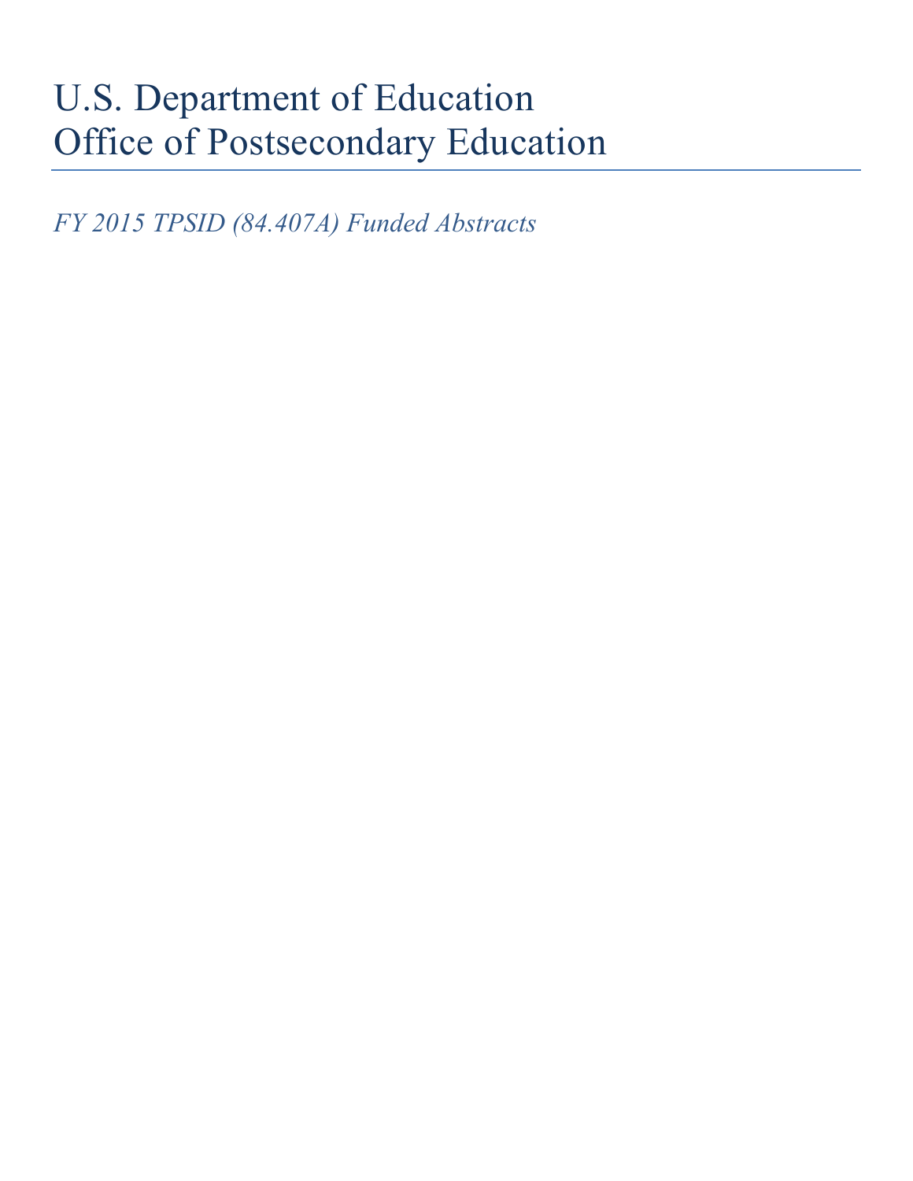# U.S. Department of Education
# Office of Postsecondary Education

---

*FY 2015 TPSID (84.407A) Funded Abstracts*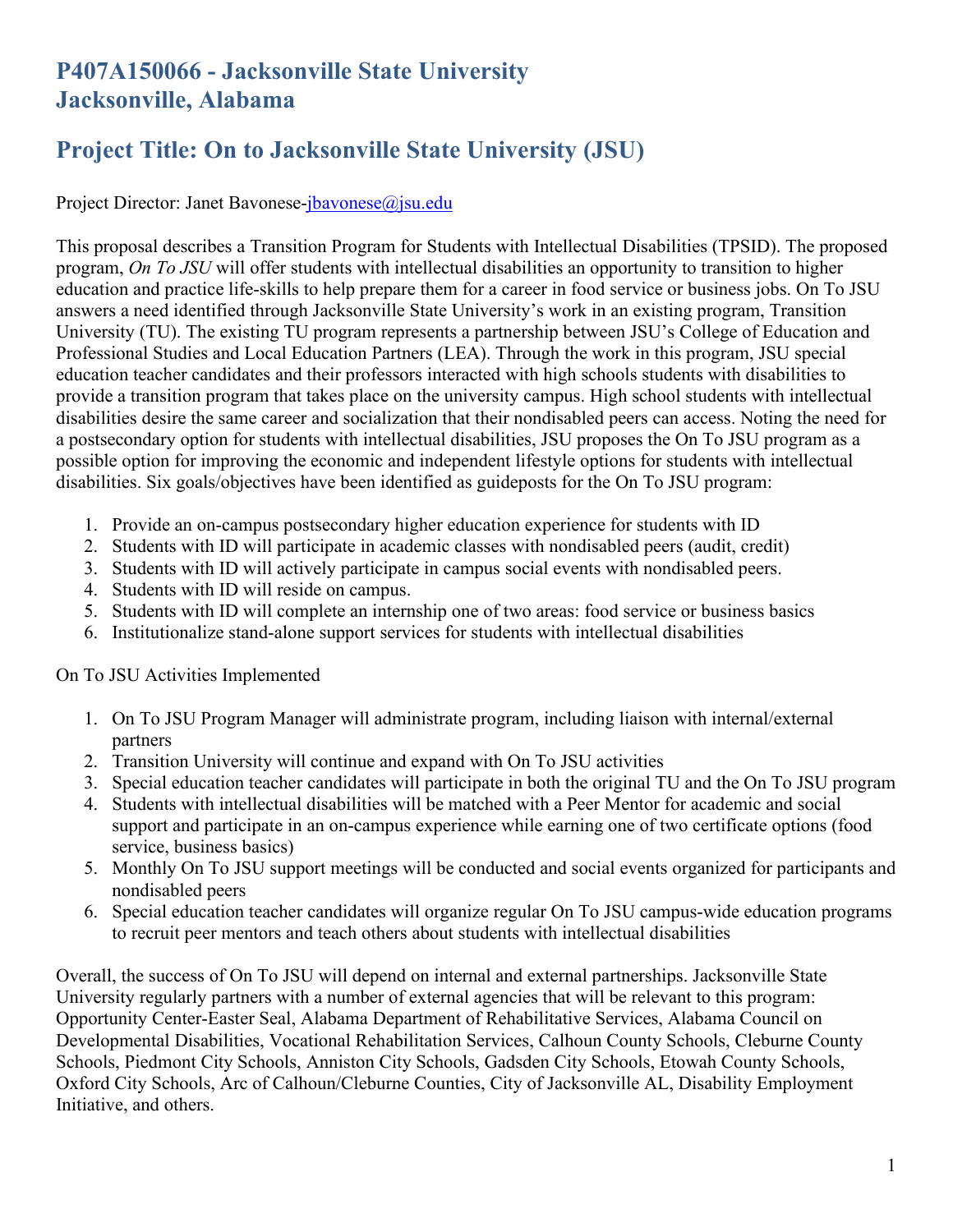# P407A150066 - Jacksonville State University
# Jacksonville, Alabama

## Project Title: On to Jacksonville State University (JSU)

Project Director: Janet Bavonese-jbavonese@jsu.edu

This proposal describes a Transition Program for Students with Intellectual Disabilities (TPSID). The proposed program, *On To JSU* will offer students with intellectual disabilities an opportunity to transition to higher education and practice life-skills to help prepare them for a career in food service or business jobs. On To JSU answers a need identified through Jacksonville State University's work in an existing program, Transition University (TU). The existing TU program represents a partnership between JSU's College of Education and Professional Studies and Local Education Partners (LEA). Through the work in this program, JSU special education teacher candidates and their professors interacted with high schools students with disabilities to provide a transition program that takes place on the university campus. High school students with intellectual disabilities desire the same career and socialization that their nondisabled peers can access. Noting the need for a postsecondary option for students with intellectual disabilities, JSU proposes the On To JSU program as a possible option for improving the economic and independent lifestyle options for students with intellectual disabilities. Six goals/objectives have been identified as guideposts for the On To JSU program:

1. Provide an on-campus postsecondary higher education experience for students with ID
2. Students with ID will participate in academic classes with nondisabled peers (audit, credit)
3. Students with ID will actively participate in campus social events with nondisabled peers.
4. Students with ID will reside on campus.
5. Students with ID will complete an internship one of two areas: food service or business basics
6. Institutionalize stand-alone support services for students with intellectual disabilities

On To JSU Activities Implemented

1. On To JSU Program Manager will administrate program, including liaison with internal/external partners
2. Transition University will continue and expand with On To JSU activities
3. Special education teacher candidates will participate in both the original TU and the On To JSU program
4. Students with intellectual disabilities will be matched with a Peer Mentor for academic and social support and participate in an on-campus experience while earning one of two certificate options (food service, business basics)
5. Monthly On To JSU support meetings will be conducted and social events organized for participants and nondisabled peers
6. Special education teacher candidates will organize regular On To JSU campus-wide education programs to recruit peer mentors and teach others about students with intellectual disabilities

Overall, the success of On To JSU will depend on internal and external partnerships. Jacksonville State University regularly partners with a number of external agencies that will be relevant to this program: Opportunity Center-Easter Seal, Alabama Department of Rehabilitative Services, Alabama Council on Developmental Disabilities, Vocational Rehabilitation Services, Calhoun County Schools, Cleburne County Schools, Piedmont City Schools, Anniston City Schools, Gadsden City Schools, Etowah County Schools, Oxford City Schools, Arc of Calhoun/Cleburne Counties, City of Jacksonville AL, Disability Employment Initiative, and others.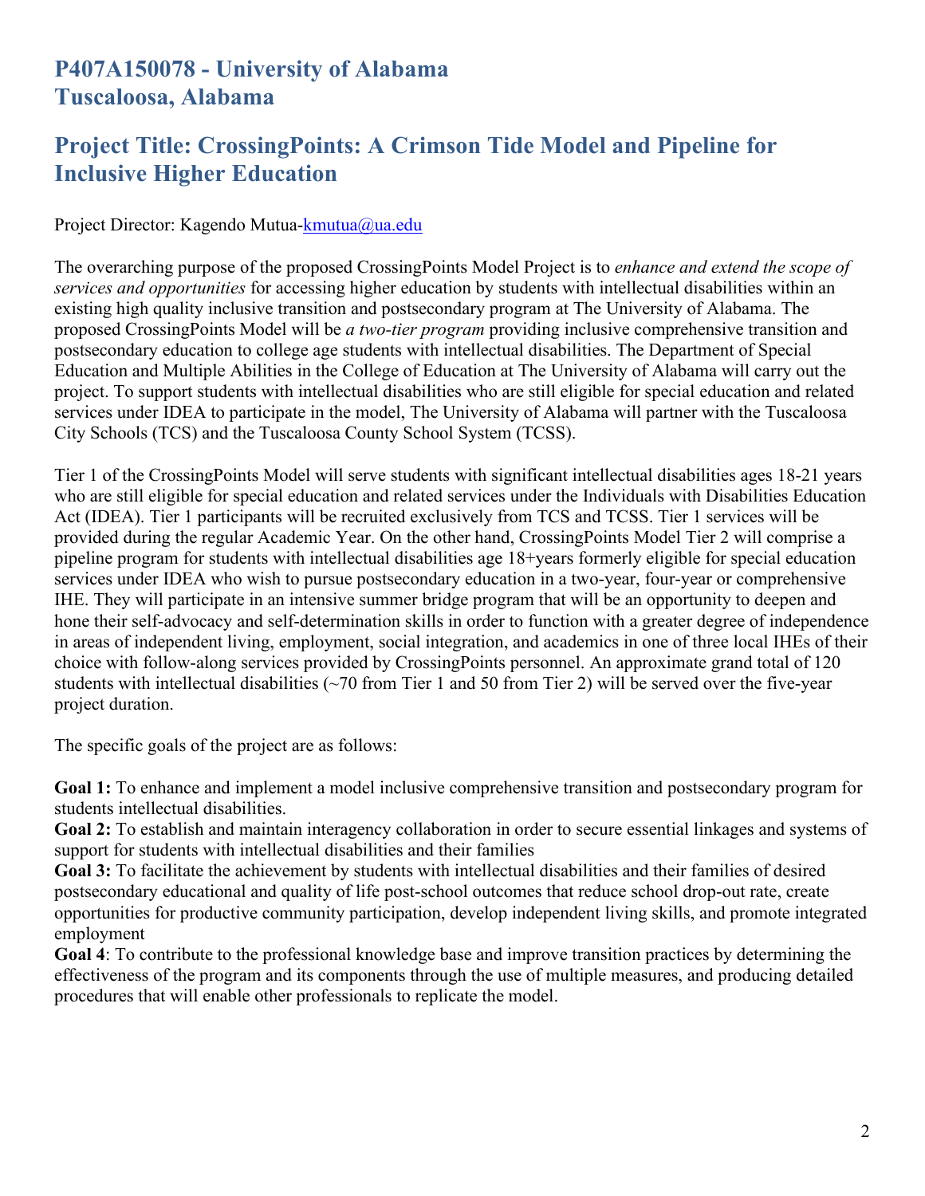## P407A150078 - University of Alabama
## Tuscaloosa, Alabama

## Project Title: CrossingPoints: A Crimson Tide Model and Pipeline for Inclusive Higher Education

Project Director: Kagendo Mutua-kmutua@ua.edu

The overarching purpose of the proposed CrossingPoints Model Project is to *enhance and extend the scope of services and opportunities* for accessing higher education by students with intellectual disabilities within an existing high quality inclusive transition and postsecondary program at The University of Alabama. The proposed CrossingPoints Model will be *a two-tier program* providing inclusive comprehensive transition and postsecondary education to college age students with intellectual disabilities. The Department of Special Education and Multiple Abilities in the College of Education at The University of Alabama will carry out the project. To support students with intellectual disabilities who are still eligible for special education and related services under IDEA to participate in the model, The University of Alabama will partner with the Tuscaloosa City Schools (TCS) and the Tuscaloosa County School System (TCSS).

Tier 1 of the CrossingPoints Model will serve students with significant intellectual disabilities ages 18-21 years who are still eligible for special education and related services under the Individuals with Disabilities Education Act (IDEA). Tier 1 participants will be recruited exclusively from TCS and TCSS. Tier 1 services will be provided during the regular Academic Year. On the other hand, CrossingPoints Model Tier 2 will comprise a pipeline program for students with intellectual disabilities age 18+years formerly eligible for special education services under IDEA who wish to pursue postsecondary education in a two-year, four-year or comprehensive IHE. They will participate in an intensive summer bridge program that will be an opportunity to deepen and hone their self-advocacy and self-determination skills in order to function with a greater degree of independence in areas of independent living, employment, social integration, and academics in one of three local IHEs of their choice with follow-along services provided by CrossingPoints personnel. An approximate grand total of 120 students with intellectual disabilities (~70 from Tier 1 and 50 from Tier 2) will be served over the five-year project duration.

The specific goals of the project are as follows:

**Goal 1:** To enhance and implement a model inclusive comprehensive transition and postsecondary program for students intellectual disabilities.
**Goal 2:** To establish and maintain interagency collaboration in order to secure essential linkages and systems of support for students with intellectual disabilities and their families
**Goal 3:** To facilitate the achievement by students with intellectual disabilities and their families of desired postsecondary educational and quality of life post-school outcomes that reduce school drop-out rate, create opportunities for productive community participation, develop independent living skills, and promote integrated employment
**Goal 4**: To contribute to the professional knowledge base and improve transition practices by determining the effectiveness of the program and its components through the use of multiple measures, and producing detailed procedures that will enable other professionals to replicate the model.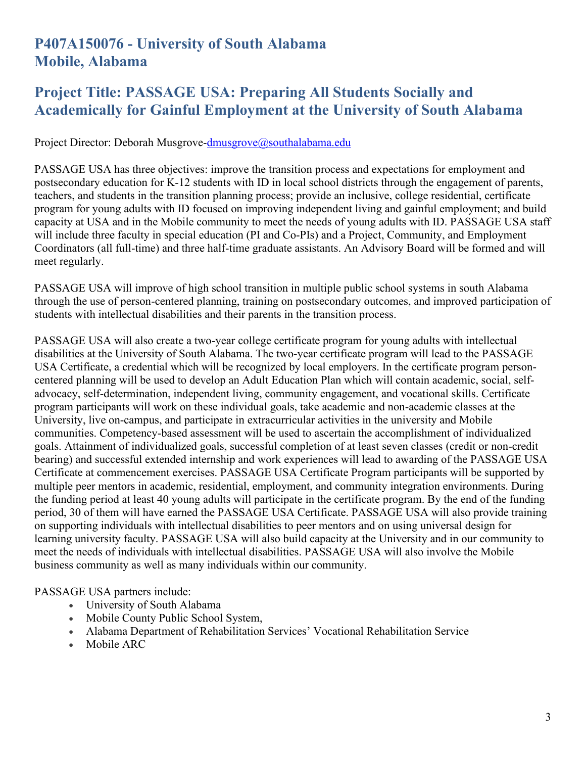## P407A150076 - University of South Alabama
## Mobile, Alabama

## Project Title: PASSAGE USA: Preparing All Students Socially and Academically for Gainful Employment at the University of South Alabama

Project Director: Deborah Musgrove-dmusgrove@southalabama.edu

PASSAGE USA has three objectives: improve the transition process and expectations for employment and postsecondary education for K-12 students with ID in local school districts through the engagement of parents, teachers, and students in the transition planning process; provide an inclusive, college residential, certificate program for young adults with ID focused on improving independent living and gainful employment; and build capacity at USA and in the Mobile community to meet the needs of young adults with ID. PASSAGE USA staff will include three faculty in special education (PI and Co-PIs) and a Project, Community, and Employment Coordinators (all full-time) and three half-time graduate assistants. An Advisory Board will be formed and will meet regularly.

PASSAGE USA will improve of high school transition in multiple public school systems in south Alabama through the use of person-centered planning, training on postsecondary outcomes, and improved participation of students with intellectual disabilities and their parents in the transition process.

PASSAGE USA will also create a two-year college certificate program for young adults with intellectual disabilities at the University of South Alabama. The two-year certificate program will lead to the PASSAGE USA Certificate, a credential which will be recognized by local employers. In the certificate program person-centered planning will be used to develop an Adult Education Plan which will contain academic, social, self-advocacy, self-determination, independent living, community engagement, and vocational skills. Certificate program participants will work on these individual goals, take academic and non-academic classes at the University, live on-campus, and participate in extracurricular activities in the university and Mobile communities. Competency-based assessment will be used to ascertain the accomplishment of individualized goals. Attainment of individualized goals, successful completion of at least seven classes (credit or non-credit bearing) and successful extended internship and work experiences will lead to awarding of the PASSAGE USA Certificate at commencement exercises. PASSAGE USA Certificate Program participants will be supported by multiple peer mentors in academic, residential, employment, and community integration environments. During the funding period at least 40 young adults will participate in the certificate program. By the end of the funding period, 30 of them will have earned the PASSAGE USA Certificate. PASSAGE USA will also provide training on supporting individuals with intellectual disabilities to peer mentors and on using universal design for learning university faculty. PASSAGE USA will also build capacity at the University and in our community to meet the needs of individuals with intellectual disabilities. PASSAGE USA will also involve the Mobile business community as well as many individuals within our community.

PASSAGE USA partners include:

- University of South Alabama
- Mobile County Public School System,
- Alabama Department of Rehabilitation Services' Vocational Rehabilitation Service
- Mobile ARC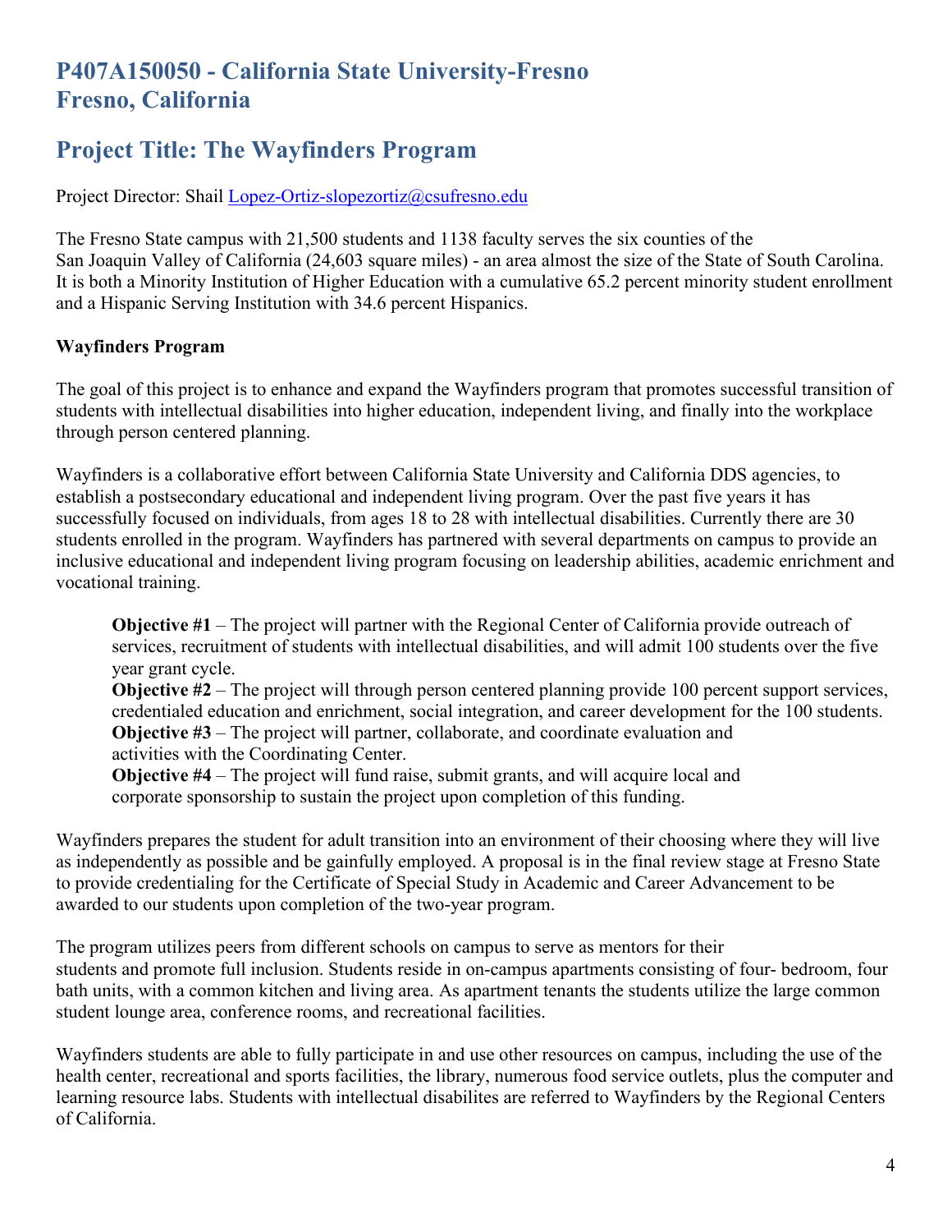## P407A150050 - California State University-Fresno
## Fresno, California

## Project Title: The Wayfinders Program

Project Director: Shail Lopez-Ortiz-slopezortiz@csufresno.edu

The Fresno State campus with 21,500 students and 1138 faculty serves the six counties of the San Joaquin Valley of California (24,603 square miles) - an area almost the size of the State of South Carolina. It is both a Minority Institution of Higher Education with a cumulative 65.2 percent minority student enrollment and a Hispanic Serving Institution with 34.6 percent Hispanics.

**Wayfinders Program**

The goal of this project is to enhance and expand the Wayfinders program that promotes successful transition of students with intellectual disabilities into higher education, independent living, and finally into the workplace through person centered planning.

Wayfinders is a collaborative effort between California State University and California DDS agencies, to establish a postsecondary educational and independent living program. Over the past five years it has successfully focused on individuals, from ages 18 to 28 with intellectual disabilities. Currently there are 30 students enrolled in the program. Wayfinders has partnered with several departments on campus to provide an inclusive educational and independent living program focusing on leadership abilities, academic enrichment and vocational training.

> **Objective #1** – The project will partner with the Regional Center of California provide outreach of services, recruitment of students with intellectual disabilities, and will admit 100 students over the five year grant cycle.
> **Objective #2** – The project will through person centered planning provide 100 percent support services, credentialed education and enrichment, social integration, and career development for the 100 students.
> **Objective #3** – The project will partner, collaborate, and coordinate evaluation and activities with the Coordinating Center.
> **Objective #4** – The project will fund raise, submit grants, and will acquire local and corporate sponsorship to sustain the project upon completion of this funding.

Wayfinders prepares the student for adult transition into an environment of their choosing where they will live as independently as possible and be gainfully employed. A proposal is in the final review stage at Fresno State to provide credentialing for the Certificate of Special Study in Academic and Career Advancement to be awarded to our students upon completion of the two-year program.

The program utilizes peers from different schools on campus to serve as mentors for their students and promote full inclusion. Students reside in on-campus apartments consisting of four- bedroom, four bath units, with a common kitchen and living area. As apartment tenants the students utilize the large common student lounge area, conference rooms, and recreational facilities.

Wayfinders students are able to fully participate in and use other resources on campus, including the use of the health center, recreational and sports facilities, the library, numerous food service outlets, plus the computer and learning resource labs. Students with intellectual disabilites are referred to Wayfinders by the Regional Centers of California.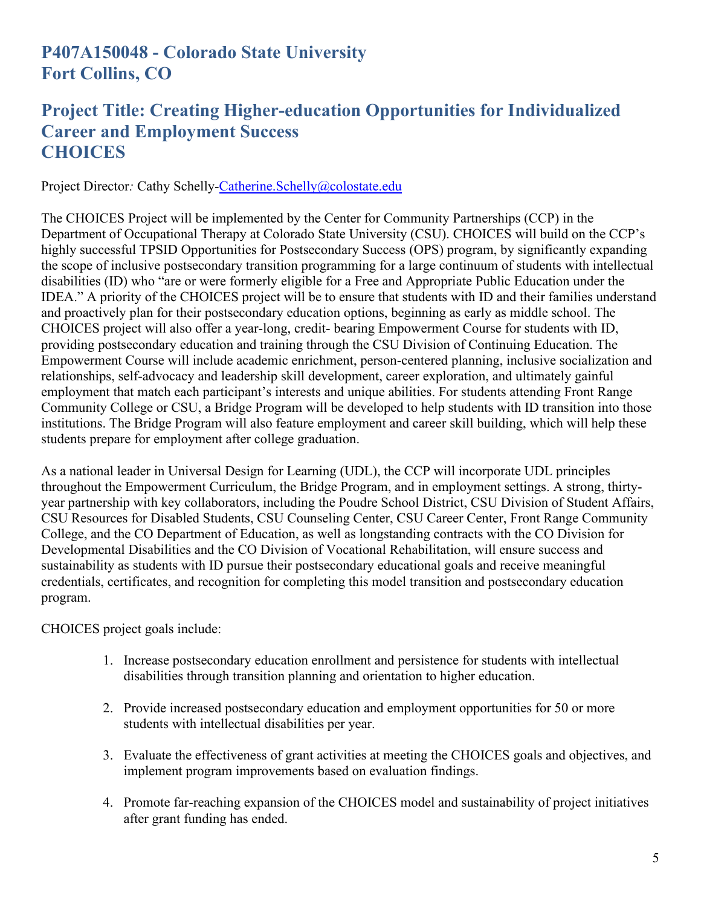## P407A150048 - Colorado State University
## Fort Collins, CO

## Project Title: Creating Higher-education Opportunities for Individualized Career and Employment Success
## CHOICES

Project Director*:* Cathy Schelly-Catherine.Schelly@colostate.edu

The CHOICES Project will be implemented by the Center for Community Partnerships (CCP) in the Department of Occupational Therapy at Colorado State University (CSU). CHOICES will build on the CCP's highly successful TPSID Opportunities for Postsecondary Success (OPS) program, by significantly expanding the scope of inclusive postsecondary transition programming for a large continuum of students with intellectual disabilities (ID) who "are or were formerly eligible for a Free and Appropriate Public Education under the IDEA." A priority of the CHOICES project will be to ensure that students with ID and their families understand and proactively plan for their postsecondary education options, beginning as early as middle school. The CHOICES project will also offer a year-long, credit- bearing Empowerment Course for students with ID, providing postsecondary education and training through the CSU Division of Continuing Education. The Empowerment Course will include academic enrichment, person-centered planning, inclusive socialization and relationships, self-advocacy and leadership skill development, career exploration, and ultimately gainful employment that match each participant's interests and unique abilities. For students attending Front Range Community College or CSU, a Bridge Program will be developed to help students with ID transition into those institutions. The Bridge Program will also feature employment and career skill building, which will help these students prepare for employment after college graduation.

As a national leader in Universal Design for Learning (UDL), the CCP will incorporate UDL principles throughout the Empowerment Curriculum, the Bridge Program, and in employment settings. A strong, thirty-year partnership with key collaborators, including the Poudre School District, CSU Division of Student Affairs, CSU Resources for Disabled Students, CSU Counseling Center, CSU Career Center, Front Range Community College, and the CO Department of Education, as well as longstanding contracts with the CO Division for Developmental Disabilities and the CO Division of Vocational Rehabilitation, will ensure success and sustainability as students with ID pursue their postsecondary educational goals and receive meaningful credentials, certificates, and recognition for completing this model transition and postsecondary education program.

CHOICES project goals include:

1. Increase postsecondary education enrollment and persistence for students with intellectual disabilities through transition planning and orientation to higher education.

2. Provide increased postsecondary education and employment opportunities for 50 or more students with intellectual disabilities per year.

3. Evaluate the effectiveness of grant activities at meeting the CHOICES goals and objectives, and implement program improvements based on evaluation findings.

4. Promote far-reaching expansion of the CHOICES model and sustainability of project initiatives after grant funding has ended.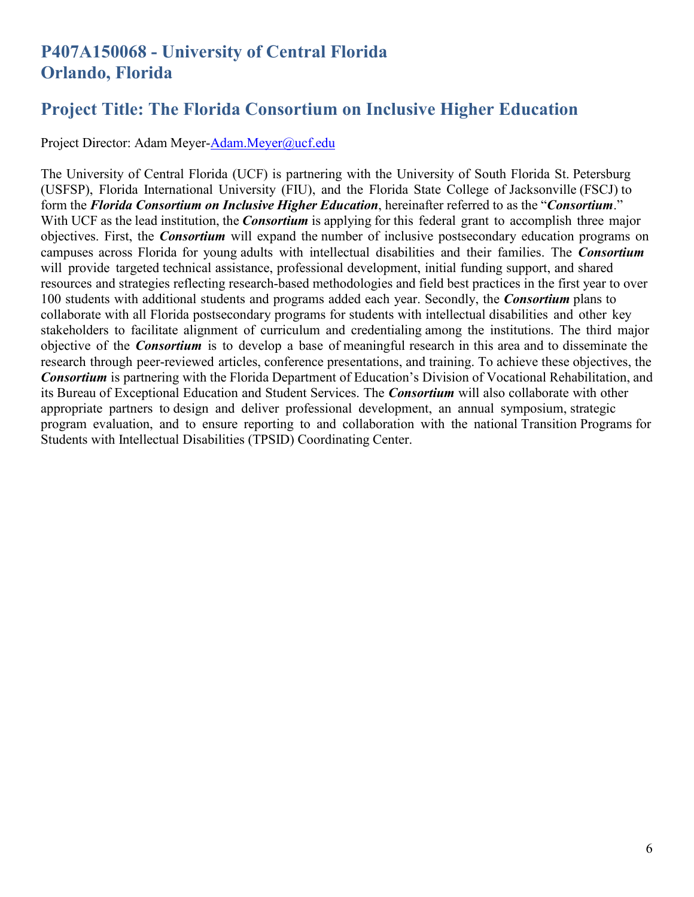## P407A150068 - University of Central Florida
## Orlando, Florida

## Project Title: The Florida Consortium on Inclusive Higher Education

Project Director: Adam Meyer-Adam.Meyer@ucf.edu

The University of Central Florida (UCF) is partnering with the University of South Florida St. Petersburg (USFSP), Florida International University (FIU), and the Florida State College of Jacksonville (FSCJ) to form the ***Florida Consortium on Inclusive Higher Education***, hereinafter referred to as the "***Consortium***." With UCF as the lead institution, the ***Consortium*** is applying for this federal grant to accomplish three major objectives. First, the ***Consortium*** will expand the number of inclusive postsecondary education programs on campuses across Florida for young adults with intellectual disabilities and their families. The ***Consortium*** will provide targeted technical assistance, professional development, initial funding support, and shared resources and strategies reflecting research-based methodologies and field best practices in the first year to over 100 students with additional students and programs added each year. Secondly, the ***Consortium*** plans to collaborate with all Florida postsecondary programs for students with intellectual disabilities and other key stakeholders to facilitate alignment of curriculum and credentialing among the institutions. The third major objective of the ***Consortium*** is to develop a base of meaningful research in this area and to disseminate the research through peer-reviewed articles, conference presentations, and training. To achieve these objectives, the ***Consortium*** is partnering with the Florida Department of Education's Division of Vocational Rehabilitation, and its Bureau of Exceptional Education and Student Services. The ***Consortium*** will also collaborate with other appropriate partners to design and deliver professional development, an annual symposium, strategic program evaluation, and to ensure reporting to and collaboration with the national Transition Programs for Students with Intellectual Disabilities (TPSID) Coordinating Center.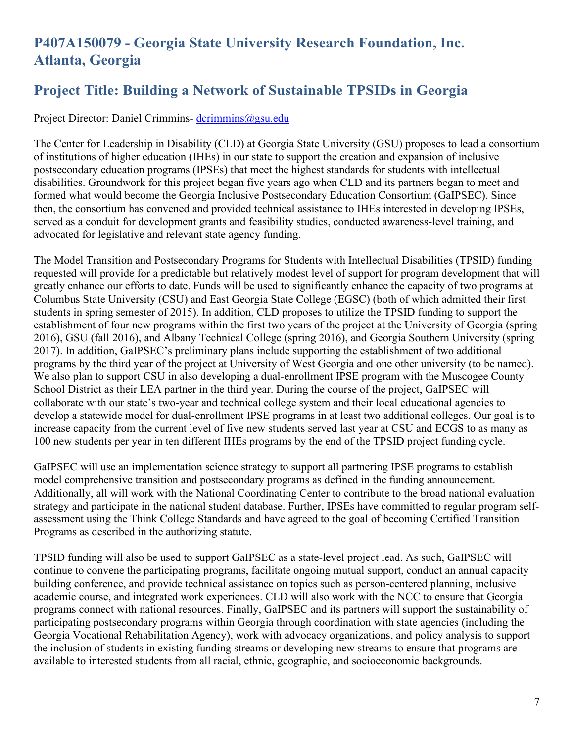## P407A150079 - Georgia State University Research Foundation, Inc.
## Atlanta, Georgia

## Project Title: Building a Network of Sustainable TPSIDs in Georgia

Project Director: Daniel Crimmins- dcrimmins@gsu.edu

The Center for Leadership in Disability (CLD) at Georgia State University (GSU) proposes to lead a consortium of institutions of higher education (IHEs) in our state to support the creation and expansion of inclusive postsecondary education programs (IPSEs) that meet the highest standards for students with intellectual disabilities. Groundwork for this project began five years ago when CLD and its partners began to meet and formed what would become the Georgia Inclusive Postsecondary Education Consortium (GaIPSEC). Since then, the consortium has convened and provided technical assistance to IHEs interested in developing IPSEs, served as a conduit for development grants and feasibility studies, conducted awareness-level training, and advocated for legislative and relevant state agency funding.

The Model Transition and Postsecondary Programs for Students with Intellectual Disabilities (TPSID) funding requested will provide for a predictable but relatively modest level of support for program development that will greatly enhance our efforts to date. Funds will be used to significantly enhance the capacity of two programs at Columbus State University (CSU) and East Georgia State College (EGSC) (both of which admitted their first students in spring semester of 2015). In addition, CLD proposes to utilize the TPSID funding to support the establishment of four new programs within the first two years of the project at the University of Georgia (spring 2016), GSU (fall 2016), and Albany Technical College (spring 2016), and Georgia Southern University (spring 2017). In addition, GaIPSEC's preliminary plans include supporting the establishment of two additional programs by the third year of the project at University of West Georgia and one other university (to be named). We also plan to support CSU in also developing a dual-enrollment IPSE program with the Muscogee County School District as their LEA partner in the third year. During the course of the project, GaIPSEC will collaborate with our state's two-year and technical college system and their local educational agencies to develop a statewide model for dual-enrollment IPSE programs in at least two additional colleges. Our goal is to increase capacity from the current level of five new students served last year at CSU and ECGS to as many as 100 new students per year in ten different IHEs programs by the end of the TPSID project funding cycle.

GaIPSEC will use an implementation science strategy to support all partnering IPSE programs to establish model comprehensive transition and postsecondary programs as defined in the funding announcement. Additionally, all will work with the National Coordinating Center to contribute to the broad national evaluation strategy and participate in the national student database. Further, IPSEs have committed to regular program self-assessment using the Think College Standards and have agreed to the goal of becoming Certified Transition Programs as described in the authorizing statute.

TPSID funding will also be used to support GaIPSEC as a state-level project lead. As such, GaIPSEC will continue to convene the participating programs, facilitate ongoing mutual support, conduct an annual capacity building conference, and provide technical assistance on topics such as person-centered planning, inclusive academic course, and integrated work experiences. CLD will also work with the NCC to ensure that Georgia programs connect with national resources. Finally, GaIPSEC and its partners will support the sustainability of participating postsecondary programs within Georgia through coordination with state agencies (including the Georgia Vocational Rehabilitation Agency), work with advocacy organizations, and policy analysis to support the inclusion of students in existing funding streams or developing new streams to ensure that programs are available to interested students from all racial, ethnic, geographic, and socioeconomic backgrounds.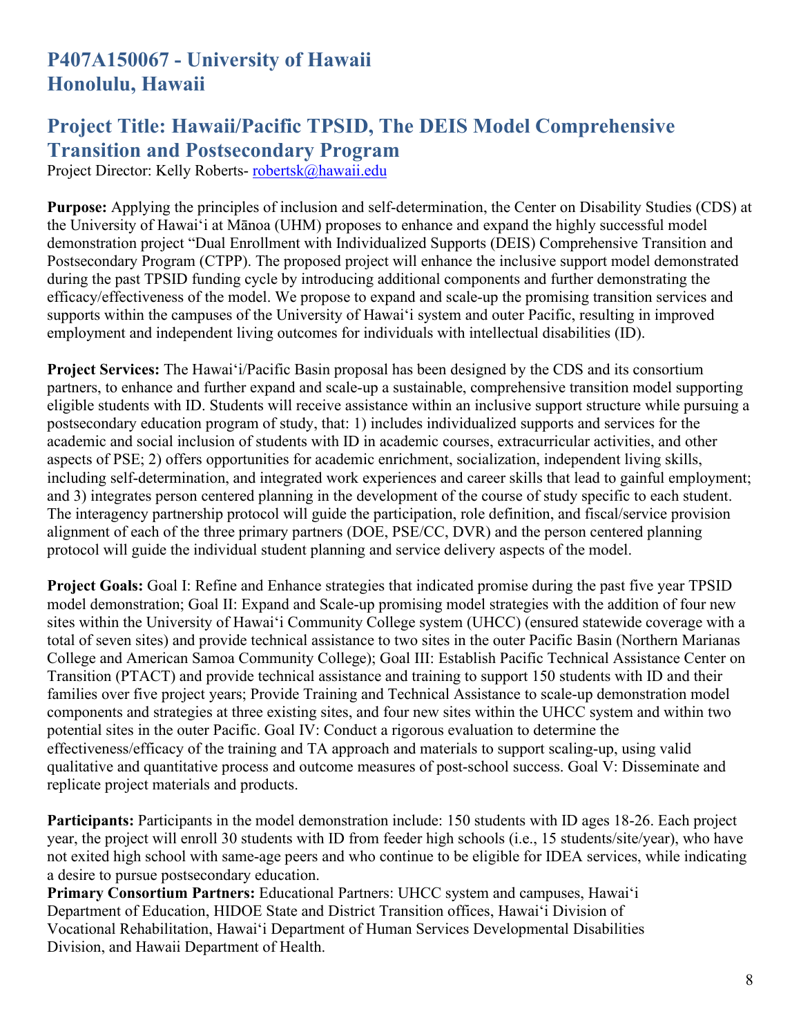## P407A150067 - University of Hawaii
## Honolulu, Hawaii

## Project Title: Hawaii/Pacific TPSID, The DEIS Model Comprehensive Transition and Postsecondary Program

Project Director: Kelly Roberts- robertsk@hawaii.edu

**Purpose:** Applying the principles of inclusion and self-determination, the Center on Disability Studies (CDS) at the University of Hawaiʻi at Mānoa (UHM) proposes to enhance and expand the highly successful model demonstration project "Dual Enrollment with Individualized Supports (DEIS) Comprehensive Transition and Postsecondary Program (CTPP). The proposed project will enhance the inclusive support model demonstrated during the past TPSID funding cycle by introducing additional components and further demonstrating the efficacy/effectiveness of the model. We propose to expand and scale-up the promising transition services and supports within the campuses of the University of Hawaiʻi system and outer Pacific, resulting in improved employment and independent living outcomes for individuals with intellectual disabilities (ID).

**Project Services:** The Hawaiʻi/Pacific Basin proposal has been designed by the CDS and its consortium partners, to enhance and further expand and scale-up a sustainable, comprehensive transition model supporting eligible students with ID. Students will receive assistance within an inclusive support structure while pursuing a postsecondary education program of study, that: 1) includes individualized supports and services for the academic and social inclusion of students with ID in academic courses, extracurricular activities, and other aspects of PSE; 2) offers opportunities for academic enrichment, socialization, independent living skills, including self-determination, and integrated work experiences and career skills that lead to gainful employment; and 3) integrates person centered planning in the development of the course of study specific to each student. The interagency partnership protocol will guide the participation, role definition, and fiscal/service provision alignment of each of the three primary partners (DOE, PSE/CC, DVR) and the person centered planning protocol will guide the individual student planning and service delivery aspects of the model.

**Project Goals:** Goal I: Refine and Enhance strategies that indicated promise during the past five year TPSID model demonstration; Goal II: Expand and Scale-up promising model strategies with the addition of four new sites within the University of Hawaiʻi Community College system (UHCC) (ensured statewide coverage with a total of seven sites) and provide technical assistance to two sites in the outer Pacific Basin (Northern Marianas College and American Samoa Community College); Goal III: Establish Pacific Technical Assistance Center on Transition (PTACT) and provide technical assistance and training to support 150 students with ID and their families over five project years; Provide Training and Technical Assistance to scale-up demonstration model components and strategies at three existing sites, and four new sites within the UHCC system and within two potential sites in the outer Pacific. Goal IV: Conduct a rigorous evaluation to determine the effectiveness/efficacy of the training and TA approach and materials to support scaling-up, using valid qualitative and quantitative process and outcome measures of post-school success. Goal V: Disseminate and replicate project materials and products.

**Participants:** Participants in the model demonstration include: 150 students with ID ages 18-26. Each project year, the project will enroll 30 students with ID from feeder high schools (i.e., 15 students/site/year), who have not exited high school with same-age peers and who continue to be eligible for IDEA services, while indicating a desire to pursue postsecondary education.

**Primary Consortium Partners:** Educational Partners: UHCC system and campuses, Hawaiʻi Department of Education, HIDOE State and District Transition offices, Hawaiʻi Division of Vocational Rehabilitation, Hawaiʻi Department of Human Services Developmental Disabilities Division, and Hawaii Department of Health.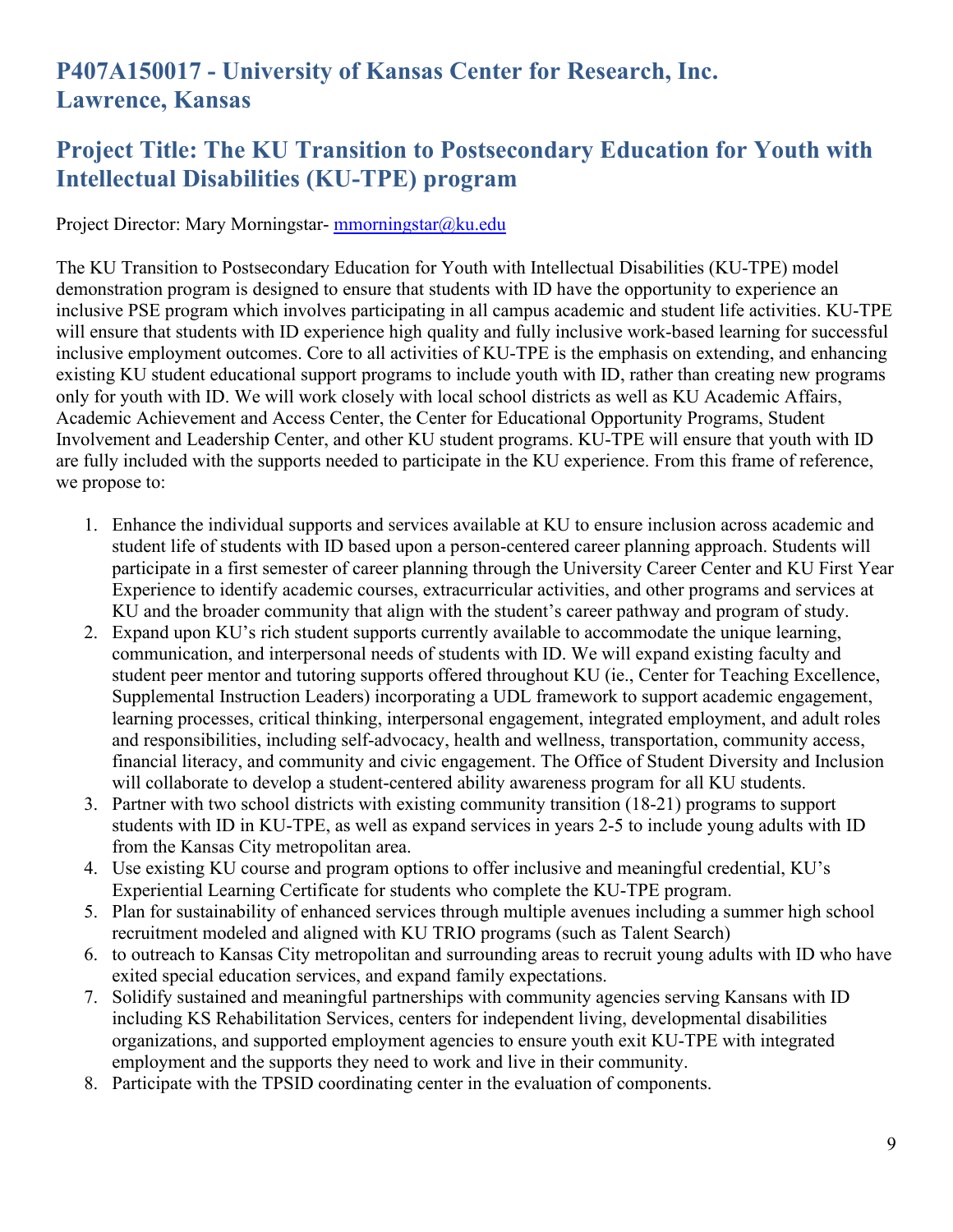## P407A150017 - University of Kansas Center for Research, Inc. Lawrence, Kansas

## Project Title: The KU Transition to Postsecondary Education for Youth with Intellectual Disabilities (KU-TPE) program

Project Director: Mary Morningstar- mmorningstar@ku.edu

The KU Transition to Postsecondary Education for Youth with Intellectual Disabilities (KU-TPE) model demonstration program is designed to ensure that students with ID have the opportunity to experience an inclusive PSE program which involves participating in all campus academic and student life activities. KU-TPE will ensure that students with ID experience high quality and fully inclusive work-based learning for successful inclusive employment outcomes. Core to all activities of KU-TPE is the emphasis on extending, and enhancing existing KU student educational support programs to include youth with ID, rather than creating new programs only for youth with ID. We will work closely with local school districts as well as KU Academic Affairs, Academic Achievement and Access Center, the Center for Educational Opportunity Programs, Student Involvement and Leadership Center, and other KU student programs. KU-TPE will ensure that youth with ID are fully included with the supports needed to participate in the KU experience. From this frame of reference, we propose to:

1. Enhance the individual supports and services available at KU to ensure inclusion across academic and student life of students with ID based upon a person-centered career planning approach. Students will participate in a first semester of career planning through the University Career Center and KU First Year Experience to identify academic courses, extracurricular activities, and other programs and services at KU and the broader community that align with the student's career pathway and program of study.
2. Expand upon KU's rich student supports currently available to accommodate the unique learning, communication, and interpersonal needs of students with ID. We will expand existing faculty and student peer mentor and tutoring supports offered throughout KU (ie., Center for Teaching Excellence, Supplemental Instruction Leaders) incorporating a UDL framework to support academic engagement, learning processes, critical thinking, interpersonal engagement, integrated employment, and adult roles and responsibilities, including self-advocacy, health and wellness, transportation, community access, financial literacy, and community and civic engagement. The Office of Student Diversity and Inclusion will collaborate to develop a student-centered ability awareness program for all KU students.
3. Partner with two school districts with existing community transition (18-21) programs to support students with ID in KU-TPE, as well as expand services in years 2-5 to include young adults with ID from the Kansas City metropolitan area.
4. Use existing KU course and program options to offer inclusive and meaningful credential, KU's Experiential Learning Certificate for students who complete the KU-TPE program.
5. Plan for sustainability of enhanced services through multiple avenues including a summer high school recruitment modeled and aligned with KU TRIO programs (such as Talent Search)
6. to outreach to Kansas City metropolitan and surrounding areas to recruit young adults with ID who have exited special education services, and expand family expectations.
7. Solidify sustained and meaningful partnerships with community agencies serving Kansans with ID including KS Rehabilitation Services, centers for independent living, developmental disabilities organizations, and supported employment agencies to ensure youth exit KU-TPE with integrated employment and the supports they need to work and live in their community.
8. Participate with the TPSID coordinating center in the evaluation of components.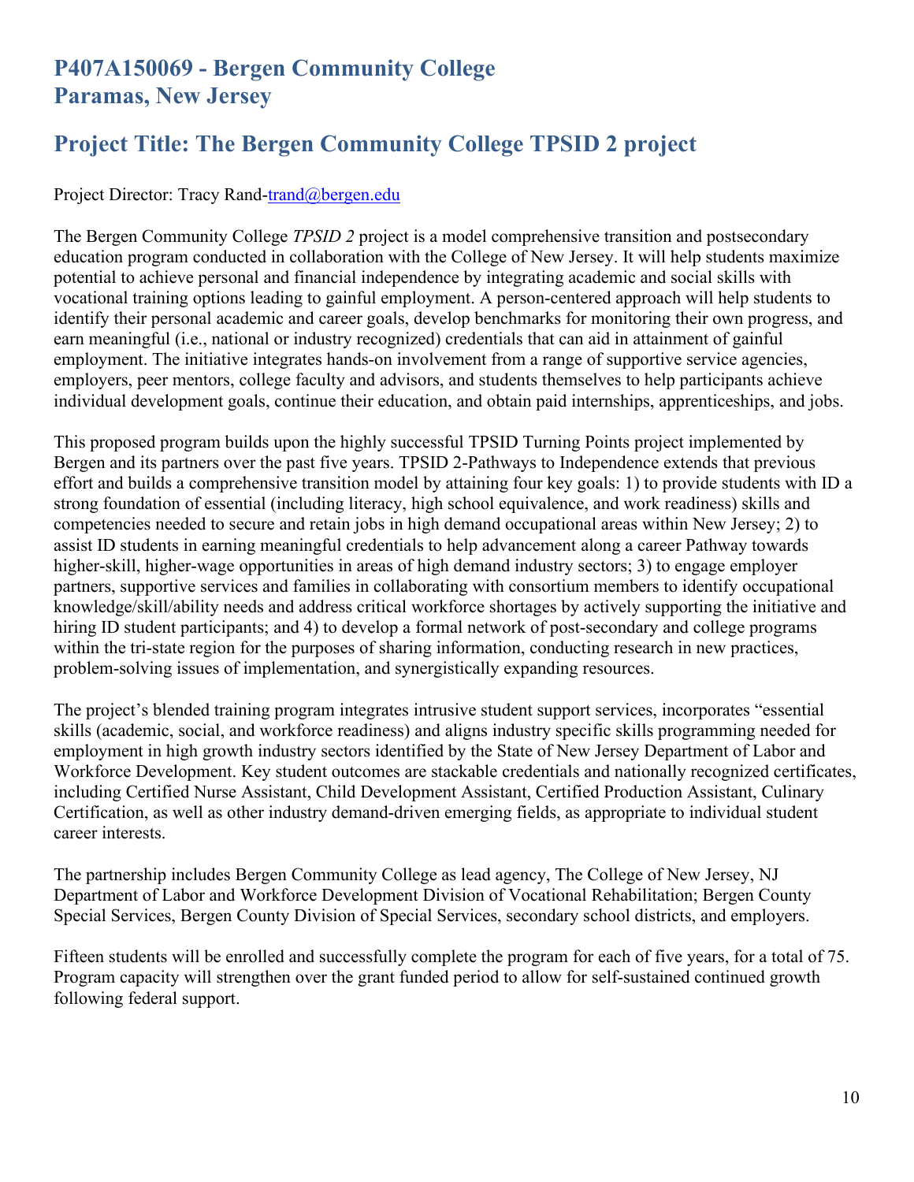## P407A150069 - Bergen Community College
## Paramas, New Jersey

## Project Title: The Bergen Community College TPSID 2 project

Project Director: Tracy Rand-trand@bergen.edu

The Bergen Community College *TPSID 2* project is a model comprehensive transition and postsecondary education program conducted in collaboration with the College of New Jersey. It will help students maximize potential to achieve personal and financial independence by integrating academic and social skills with vocational training options leading to gainful employment. A person-centered approach will help students to identify their personal academic and career goals, develop benchmarks for monitoring their own progress, and earn meaningful (i.e., national or industry recognized) credentials that can aid in attainment of gainful employment. The initiative integrates hands-on involvement from a range of supportive service agencies, employers, peer mentors, college faculty and advisors, and students themselves to help participants achieve individual development goals, continue their education, and obtain paid internships, apprenticeships, and jobs.

This proposed program builds upon the highly successful TPSID Turning Points project implemented by Bergen and its partners over the past five years. TPSID 2-Pathways to Independence extends that previous effort and builds a comprehensive transition model by attaining four key goals: 1) to provide students with ID a strong foundation of essential (including literacy, high school equivalence, and work readiness) skills and competencies needed to secure and retain jobs in high demand occupational areas within New Jersey; 2) to assist ID students in earning meaningful credentials to help advancement along a career Pathway towards higher-skill, higher-wage opportunities in areas of high demand industry sectors; 3) to engage employer partners, supportive services and families in collaborating with consortium members to identify occupational knowledge/skill/ability needs and address critical workforce shortages by actively supporting the initiative and hiring ID student participants; and 4) to develop a formal network of post-secondary and college programs within the tri-state region for the purposes of sharing information, conducting research in new practices, problem-solving issues of implementation, and synergistically expanding resources.

The project's blended training program integrates intrusive student support services, incorporates "essential skills (academic, social, and workforce readiness) and aligns industry specific skills programming needed for employment in high growth industry sectors identified by the State of New Jersey Department of Labor and Workforce Development. Key student outcomes are stackable credentials and nationally recognized certificates, including Certified Nurse Assistant, Child Development Assistant, Certified Production Assistant, Culinary Certification, as well as other industry demand-driven emerging fields, as appropriate to individual student career interests.

The partnership includes Bergen Community College as lead agency, The College of New Jersey, NJ Department of Labor and Workforce Development Division of Vocational Rehabilitation; Bergen County Special Services, Bergen County Division of Special Services, secondary school districts, and employers.

Fifteen students will be enrolled and successfully complete the program for each of five years, for a total of 75. Program capacity will strengthen over the grant funded period to allow for self-sustained continued growth following federal support.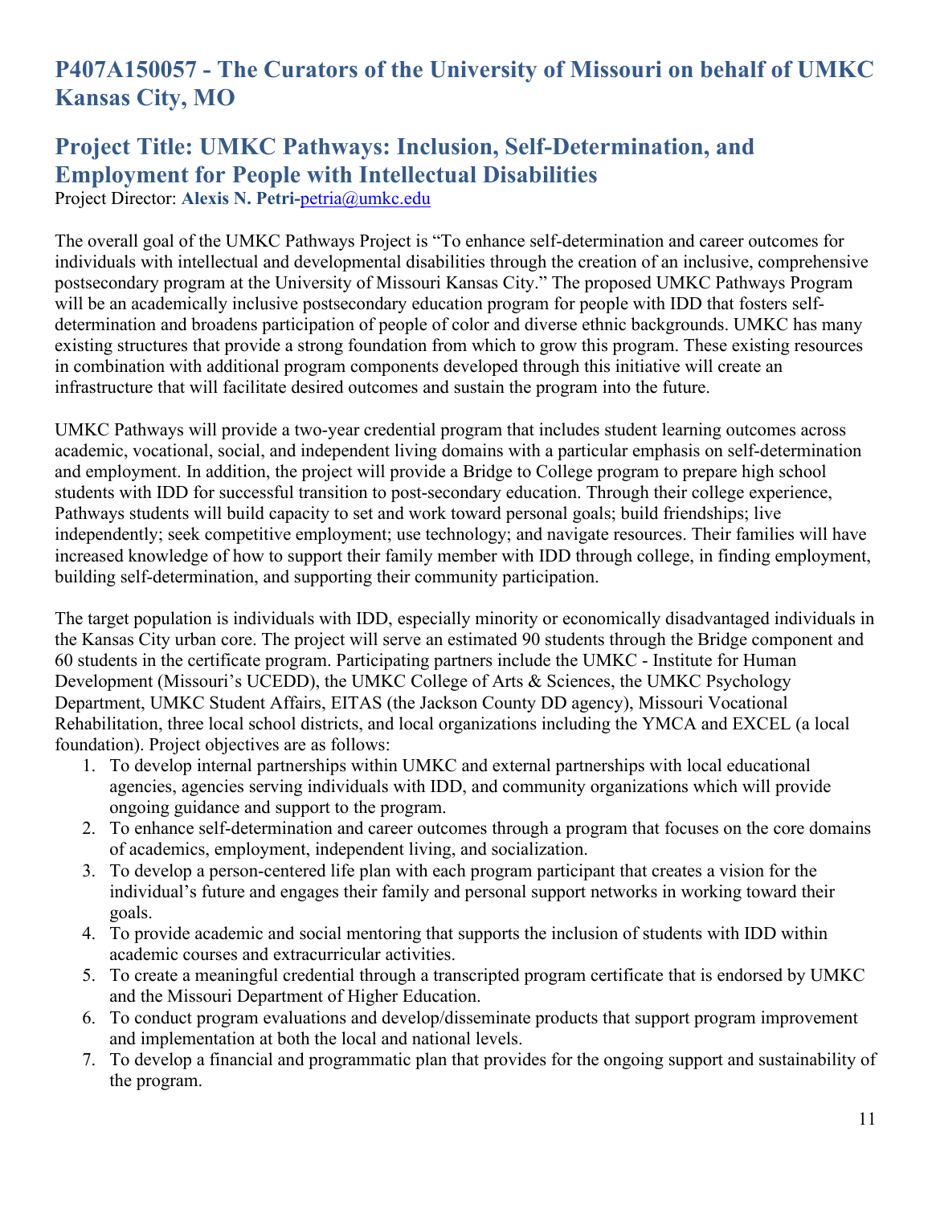## P407A150057 - The Curators of the University of Missouri on behalf of UMKC Kansas City, MO

## Project Title: UMKC Pathways: Inclusion, Self-Determination, and Employment for People with Intellectual Disabilities

Project Director: **Alexis N. Petri**-petria@umkc.edu

The overall goal of the UMKC Pathways Project is "To enhance self-determination and career outcomes for individuals with intellectual and developmental disabilities through the creation of an inclusive, comprehensive postsecondary program at the University of Missouri Kansas City." The proposed UMKC Pathways Program will be an academically inclusive postsecondary education program for people with IDD that fosters self-determination and broadens participation of people of color and diverse ethnic backgrounds. UMKC has many existing structures that provide a strong foundation from which to grow this program. These existing resources in combination with additional program components developed through this initiative will create an infrastructure that will facilitate desired outcomes and sustain the program into the future.

UMKC Pathways will provide a two-year credential program that includes student learning outcomes across academic, vocational, social, and independent living domains with a particular emphasis on self-determination and employment. In addition, the project will provide a Bridge to College program to prepare high school students with IDD for successful transition to post-secondary education. Through their college experience, Pathways students will build capacity to set and work toward personal goals; build friendships; live independently; seek competitive employment; use technology; and navigate resources. Their families will have increased knowledge of how to support their family member with IDD through college, in finding employment, building self-determination, and supporting their community participation.

The target population is individuals with IDD, especially minority or economically disadvantaged individuals in the Kansas City urban core. The project will serve an estimated 90 students through the Bridge component and 60 students in the certificate program. Participating partners include the UMKC - Institute for Human Development (Missouri's UCEDD), the UMKC College of Arts & Sciences, the UMKC Psychology Department, UMKC Student Affairs, EITAS (the Jackson County DD agency), Missouri Vocational Rehabilitation, three local school districts, and local organizations including the YMCA and EXCEL (a local foundation). Project objectives are as follows:

1. To develop internal partnerships within UMKC and external partnerships with local educational agencies, agencies serving individuals with IDD, and community organizations which will provide ongoing guidance and support to the program.
2. To enhance self-determination and career outcomes through a program that focuses on the core domains of academics, employment, independent living, and socialization.
3. To develop a person-centered life plan with each program participant that creates a vision for the individual's future and engages their family and personal support networks in working toward their goals.
4. To provide academic and social mentoring that supports the inclusion of students with IDD within academic courses and extracurricular activities.
5. To create a meaningful credential through a transcripted program certificate that is endorsed by UMKC and the Missouri Department of Higher Education.
6. To conduct program evaluations and develop/disseminate products that support program improvement and implementation at both the local and national levels.
7. To develop a financial and programmatic plan that provides for the ongoing support and sustainability of the program.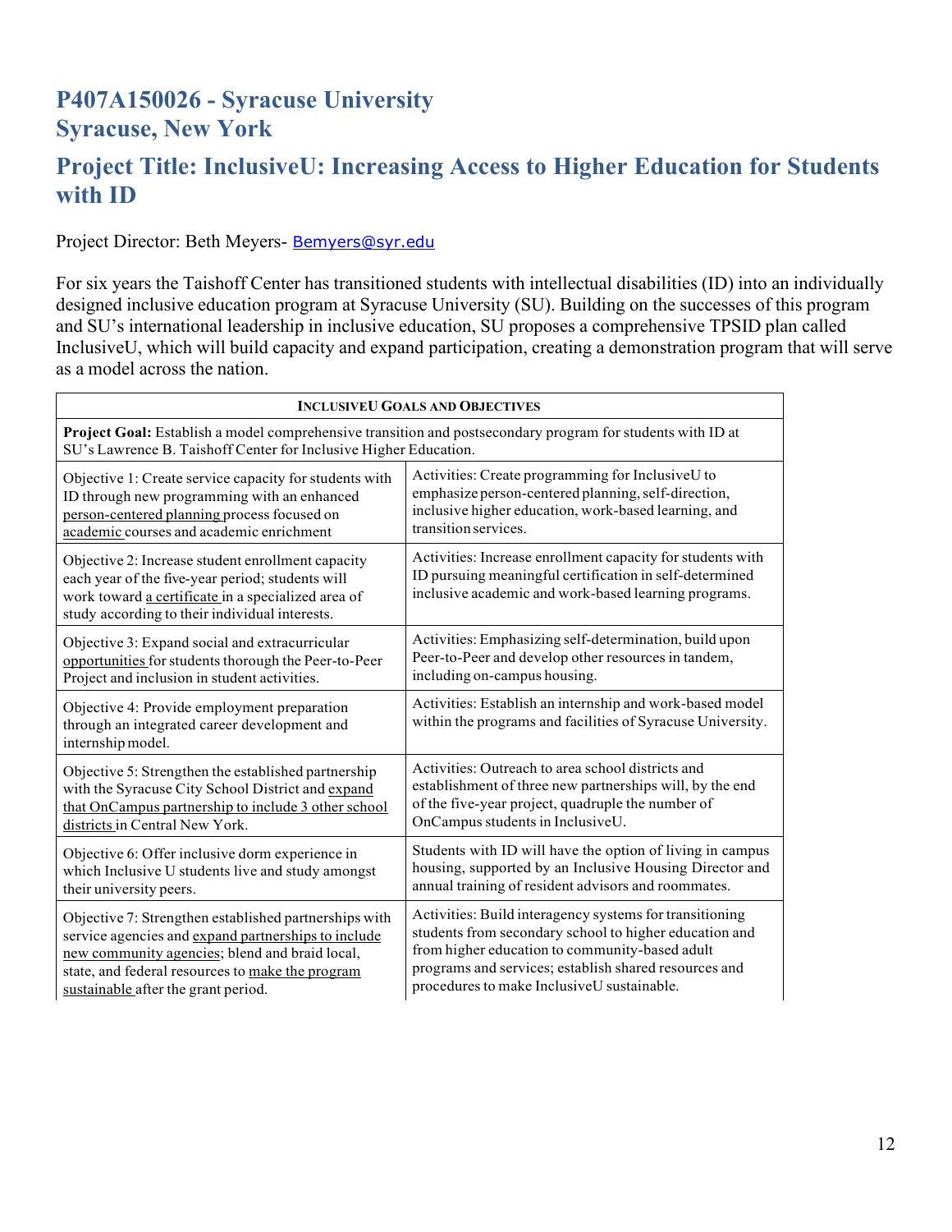## P407A150026 - Syracuse University
## Syracuse, New York

## Project Title: InclusiveU: Increasing Access to Higher Education for Students with ID

Project Director: Beth Meyers- Bemyers@syr.edu

For six years the Taishoff Center has transitioned students with intellectual disabilities (ID) into an individually designed inclusive education program at Syracuse University (SU). Building on the successes of this program and SU's international leadership in inclusive education, SU proposes a comprehensive TPSID plan called InclusiveU, which will build capacity and expand participation, creating a demonstration program that will serve as a model across the nation.

| INCLUSIVEU GOALS AND OBJECTIVES | |
|---|---|
| **Project Goal:** Establish a model comprehensive transition and postsecondary program for students with ID at SU's Lawrence B. Taishoff Center for Inclusive Higher Education. | |
| Objective 1: Create service capacity for students with ID through new programming with an enhanced person-centered planning process focused on academic courses and academic enrichment | Activities: Create programming for InclusiveU to emphasize person-centered planning, self-direction, inclusive higher education, work-based learning, and transition services. |
| Objective 2: Increase student enrollment capacity each year of the five-year period; students will work toward a certificate in a specialized area of study according to their individual interests. | Activities: Increase enrollment capacity for students with ID pursuing meaningful certification in self-determined inclusive academic and work-based learning programs. |
| Objective 3: Expand social and extracurricular opportunities for students thorough the Peer-to-Peer Project and inclusion in student activities. | Activities: Emphasizing self-determination, build upon Peer-to-Peer and develop other resources in tandem, including on-campus housing. |
| Objective 4: Provide employment preparation through an integrated career development and internship model. | Activities: Establish an internship and work-based model within the programs and facilities of Syracuse University. |
| Objective 5: Strengthen the established partnership with the Syracuse City School District and expand that OnCampus partnership to include 3 other school districts in Central New York. | Activities: Outreach to area school districts and establishment of three new partnerships will, by the end of the five-year project, quadruple the number of OnCampus students in InclusiveU. |
| Objective 6: Offer inclusive dorm experience in which Inclusive U students live and study amongst their university peers. | Students with ID will have the option of living in campus housing, supported by an Inclusive Housing Director and annual training of resident advisors and roommates. |
| Objective 7: Strengthen established partnerships with service agencies and expand partnerships to include new community agencies; blend and braid local, state, and federal resources to make the program sustainable after the grant period. | Activities: Build interagency systems for transitioning students from secondary school to higher education and from higher education to community-based adult programs and services; establish shared resources and procedures to make InclusiveU sustainable. |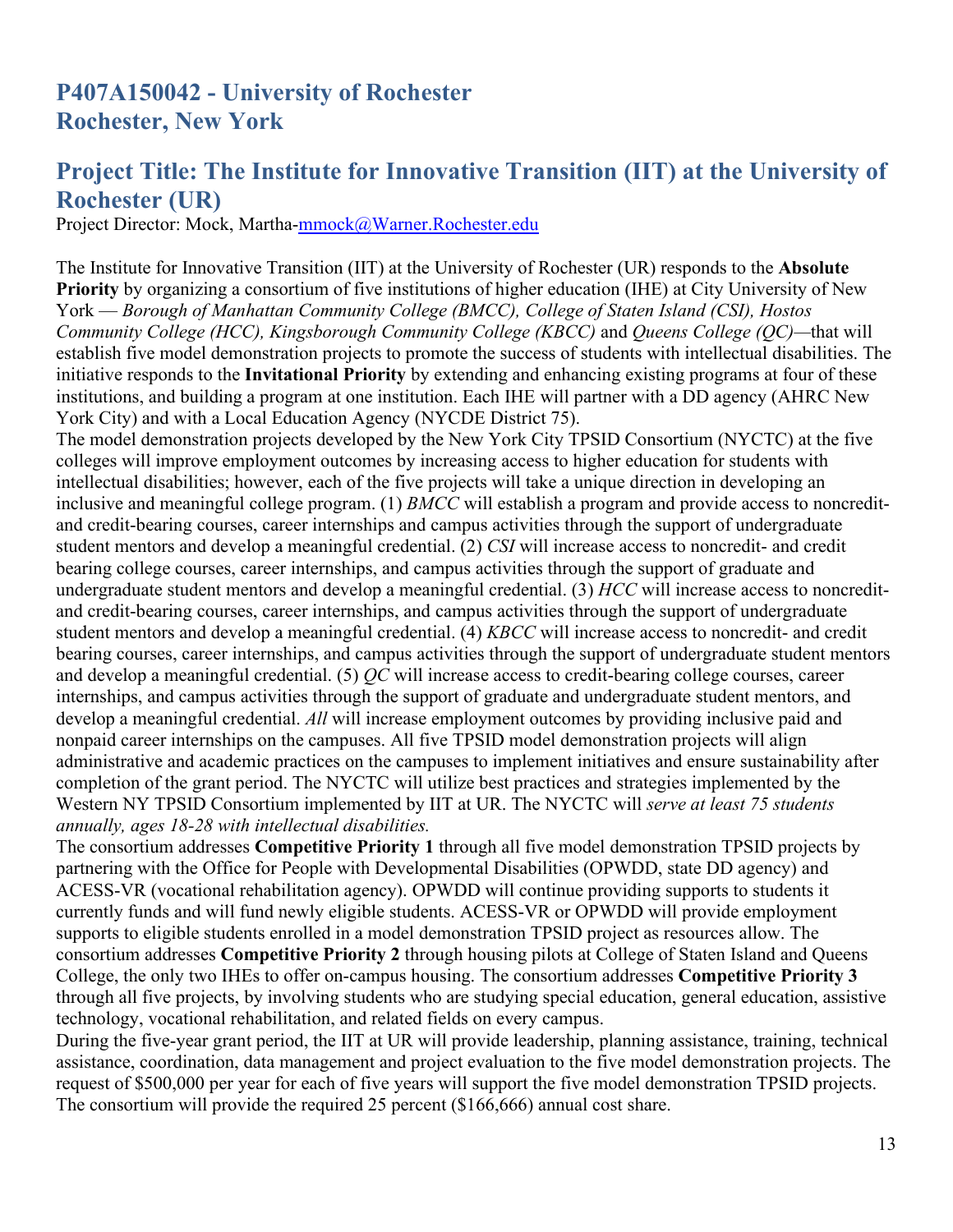## P407A150042 - University of Rochester
## Rochester, New York

## Project Title: The Institute for Innovative Transition (IIT) at the University of Rochester (UR)

Project Director: Mock, Martha-mmock@Warner.Rochester.edu

The Institute for Innovative Transition (IIT) at the University of Rochester (UR) responds to the **Absolute Priority** by organizing a consortium of five institutions of higher education (IHE) at City University of New York — *Borough of Manhattan Community College (BMCC), College of Staten Island (CSI), Hostos Community College (HCC), Kingsborough Community College (KBCC)* and *Queens College (QC)*—that will establish five model demonstration projects to promote the success of students with intellectual disabilities. The initiative responds to the **Invitational Priority** by extending and enhancing existing programs at four of these institutions, and building a program at one institution. Each IHE will partner with a DD agency (AHRC New York City) and with a Local Education Agency (NYCDE District 75).

The model demonstration projects developed by the New York City TPSID Consortium (NYCTC) at the five colleges will improve employment outcomes by increasing access to higher education for students with intellectual disabilities; however, each of the five projects will take a unique direction in developing an inclusive and meaningful college program. (1) *BMCC* will establish a program and provide access to noncredit- and credit-bearing courses, career internships and campus activities through the support of undergraduate student mentors and develop a meaningful credential. (2) *CSI* will increase access to noncredit- and credit bearing college courses, career internships, and campus activities through the support of graduate and undergraduate student mentors and develop a meaningful credential. (3) *HCC* will increase access to noncredit- and credit-bearing courses, career internships, and campus activities through the support of undergraduate student mentors and develop a meaningful credential. (4) *KBCC* will increase access to noncredit- and credit bearing courses, career internships, and campus activities through the support of undergraduate student mentors and develop a meaningful credential. (5) *QC* will increase access to credit-bearing college courses, career internships, and campus activities through the support of graduate and undergraduate student mentors, and develop a meaningful credential. *All* will increase employment outcomes by providing inclusive paid and nonpaid career internships on the campuses. All five TPSID model demonstration projects will align administrative and academic practices on the campuses to implement initiatives and ensure sustainability after completion of the grant period. The NYCTC will utilize best practices and strategies implemented by the Western NY TPSID Consortium implemented by IIT at UR. The NYCTC will *serve at least 75 students annually, ages 18-28 with intellectual disabilities.*

The consortium addresses **Competitive Priority 1** through all five model demonstration TPSID projects by partnering with the Office for People with Developmental Disabilities (OPWDD, state DD agency) and ACESS-VR (vocational rehabilitation agency). OPWDD will continue providing supports to students it currently funds and will fund newly eligible students. ACESS-VR or OPWDD will provide employment supports to eligible students enrolled in a model demonstration TPSID project as resources allow. The consortium addresses **Competitive Priority 2** through housing pilots at College of Staten Island and Queens College, the only two IHEs to offer on-campus housing. The consortium addresses **Competitive Priority 3** through all five projects, by involving students who are studying special education, general education, assistive technology, vocational rehabilitation, and related fields on every campus.

During the five-year grant period, the IIT at UR will provide leadership, planning assistance, training, technical assistance, coordination, data management and project evaluation to the five model demonstration projects. The request of $500,000 per year for each of five years will support the five model demonstration TPSID projects. The consortium will provide the required 25 percent ($166,666) annual cost share.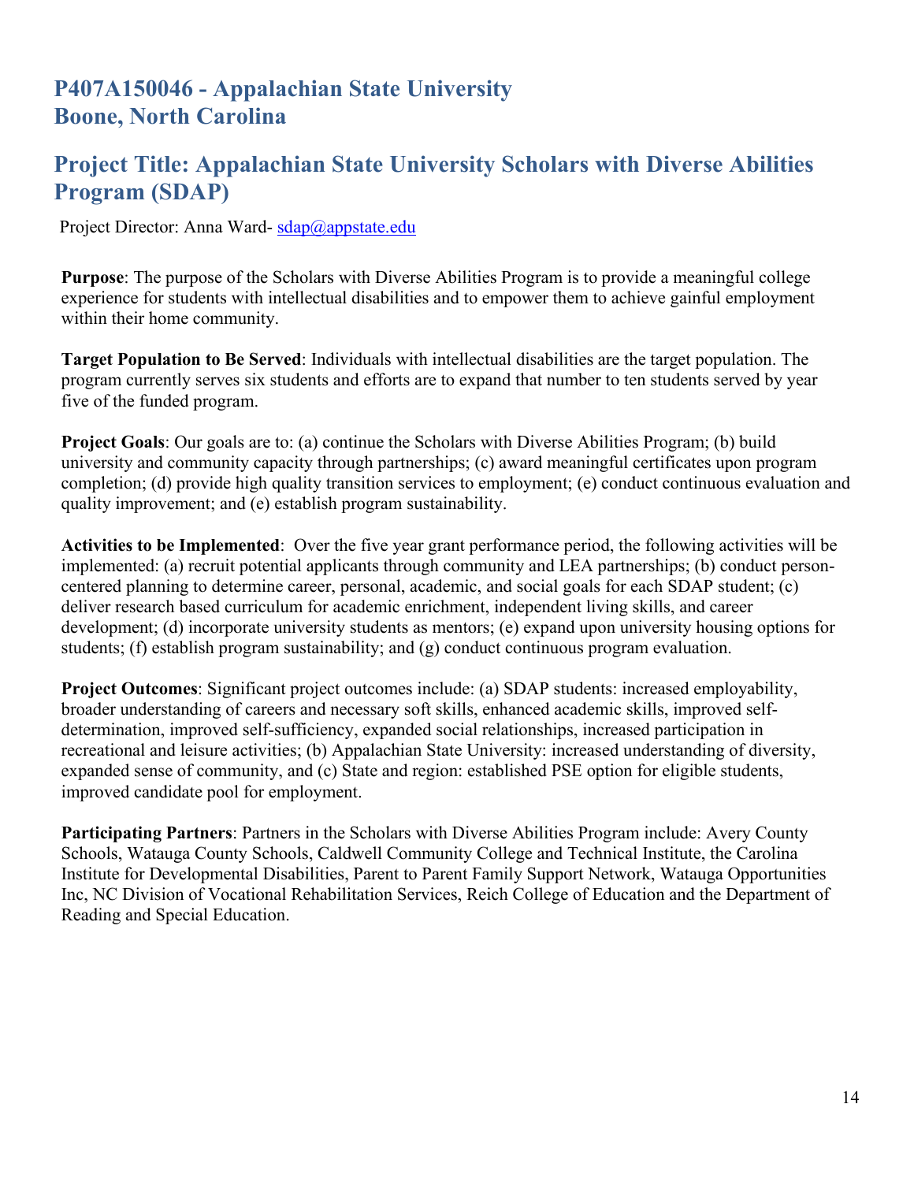## P407A150046 - Appalachian State University
## Boone, North Carolina

## Project Title: Appalachian State University Scholars with Diverse Abilities Program (SDAP)

Project Director: Anna Ward- sdap@appstate.edu

**Purpose**: The purpose of the Scholars with Diverse Abilities Program is to provide a meaningful college experience for students with intellectual disabilities and to empower them to achieve gainful employment within their home community.

**Target Population to Be Served**: Individuals with intellectual disabilities are the target population. The program currently serves six students and efforts are to expand that number to ten students served by year five of the funded program.

**Project Goals**: Our goals are to: (a) continue the Scholars with Diverse Abilities Program; (b) build university and community capacity through partnerships; (c) award meaningful certificates upon program completion; (d) provide high quality transition services to employment; (e) conduct continuous evaluation and quality improvement; and (e) establish program sustainability.

**Activities to be Implemented**: Over the five year grant performance period, the following activities will be implemented: (a) recruit potential applicants through community and LEA partnerships; (b) conduct person-centered planning to determine career, personal, academic, and social goals for each SDAP student; (c) deliver research based curriculum for academic enrichment, independent living skills, and career development; (d) incorporate university students as mentors; (e) expand upon university housing options for students; (f) establish program sustainability; and (g) conduct continuous program evaluation.

**Project Outcomes**: Significant project outcomes include: (a) SDAP students: increased employability, broader understanding of careers and necessary soft skills, enhanced academic skills, improved self-determination, improved self-sufficiency, expanded social relationships, increased participation in recreational and leisure activities; (b) Appalachian State University: increased understanding of diversity, expanded sense of community, and (c) State and region: established PSE option for eligible students, improved candidate pool for employment.

**Participating Partners**: Partners in the Scholars with Diverse Abilities Program include: Avery County Schools, Watauga County Schools, Caldwell Community College and Technical Institute, the Carolina Institute for Developmental Disabilities, Parent to Parent Family Support Network, Watauga Opportunities Inc, NC Division of Vocational Rehabilitation Services, Reich College of Education and the Department of Reading and Special Education.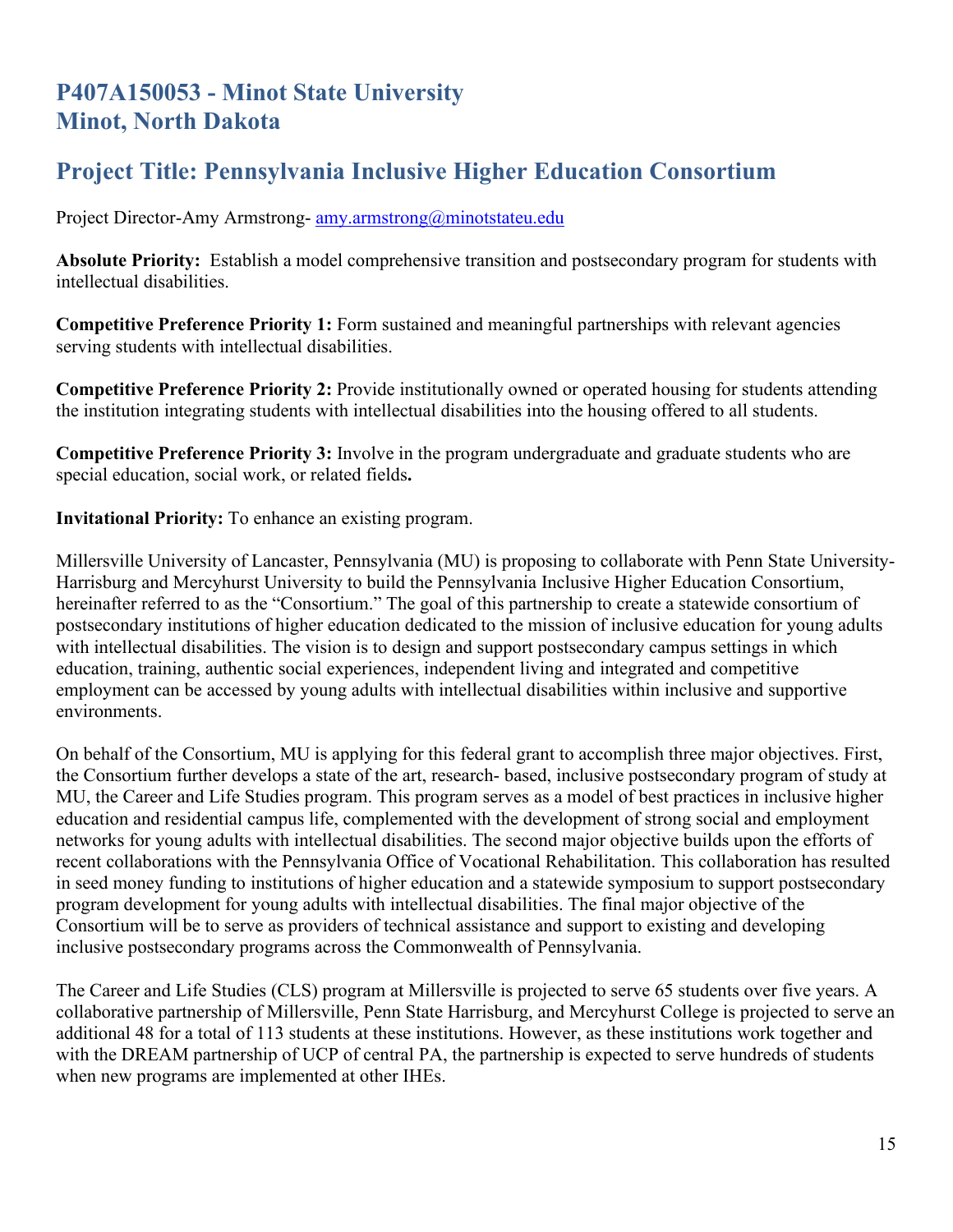## P407A150053 - Minot State University
## Minot, North Dakota

## Project Title: Pennsylvania Inclusive Higher Education Consortium

Project Director-Amy Armstrong- amy.armstrong@minotstateu.edu

**Absolute Priority:** Establish a model comprehensive transition and postsecondary program for students with intellectual disabilities.

**Competitive Preference Priority 1:** Form sustained and meaningful partnerships with relevant agencies serving students with intellectual disabilities.

**Competitive Preference Priority 2:** Provide institutionally owned or operated housing for students attending the institution integrating students with intellectual disabilities into the housing offered to all students.

**Competitive Preference Priority 3:** Involve in the program undergraduate and graduate students who are special education, social work, or related fields**.**

**Invitational Priority:** To enhance an existing program.

Millersville University of Lancaster, Pennsylvania (MU) is proposing to collaborate with Penn State University-Harrisburg and Mercyhurst University to build the Pennsylvania Inclusive Higher Education Consortium, hereinafter referred to as the "Consortium." The goal of this partnership to create a statewide consortium of postsecondary institutions of higher education dedicated to the mission of inclusive education for young adults with intellectual disabilities. The vision is to design and support postsecondary campus settings in which education, training, authentic social experiences, independent living and integrated and competitive employment can be accessed by young adults with intellectual disabilities within inclusive and supportive environments.

On behalf of the Consortium, MU is applying for this federal grant to accomplish three major objectives. First, the Consortium further develops a state of the art, research- based, inclusive postsecondary program of study at MU, the Career and Life Studies program. This program serves as a model of best practices in inclusive higher education and residential campus life, complemented with the development of strong social and employment networks for young adults with intellectual disabilities. The second major objective builds upon the efforts of recent collaborations with the Pennsylvania Office of Vocational Rehabilitation. This collaboration has resulted in seed money funding to institutions of higher education and a statewide symposium to support postsecondary program development for young adults with intellectual disabilities. The final major objective of the Consortium will be to serve as providers of technical assistance and support to existing and developing inclusive postsecondary programs across the Commonwealth of Pennsylvania.

The Career and Life Studies (CLS) program at Millersville is projected to serve 65 students over five years. A collaborative partnership of Millersville, Penn State Harrisburg, and Mercyhurst College is projected to serve an additional 48 for a total of 113 students at these institutions. However, as these institutions work together and with the DREAM partnership of UCP of central PA, the partnership is expected to serve hundreds of students when new programs are implemented at other IHEs.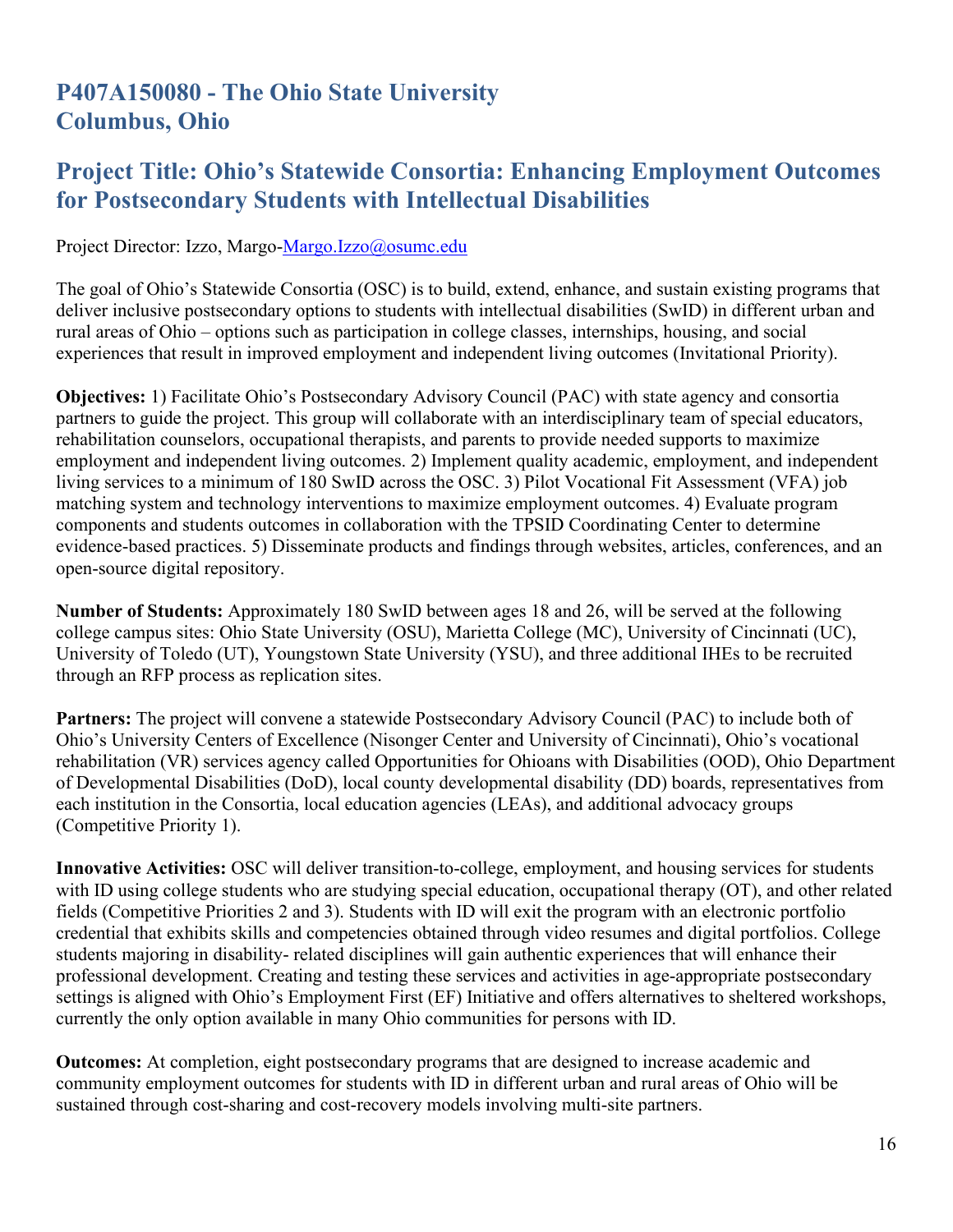## P407A150080 - The Ohio State University
## Columbus, Ohio

## Project Title: Ohio's Statewide Consortia: Enhancing Employment Outcomes for Postsecondary Students with Intellectual Disabilities

Project Director: Izzo, Margo-Margo.Izzo@osumc.edu

The goal of Ohio's Statewide Consortia (OSC) is to build, extend, enhance, and sustain existing programs that deliver inclusive postsecondary options to students with intellectual disabilities (SwID) in different urban and rural areas of Ohio – options such as participation in college classes, internships, housing, and social experiences that result in improved employment and independent living outcomes (Invitational Priority).

**Objectives:** 1) Facilitate Ohio's Postsecondary Advisory Council (PAC) with state agency and consortia partners to guide the project. This group will collaborate with an interdisciplinary team of special educators, rehabilitation counselors, occupational therapists, and parents to provide needed supports to maximize employment and independent living outcomes. 2) Implement quality academic, employment, and independent living services to a minimum of 180 SwID across the OSC. 3) Pilot Vocational Fit Assessment (VFA) job matching system and technology interventions to maximize employment outcomes. 4) Evaluate program components and students outcomes in collaboration with the TPSID Coordinating Center to determine evidence-based practices. 5) Disseminate products and findings through websites, articles, conferences, and an open-source digital repository.

**Number of Students:** Approximately 180 SwID between ages 18 and 26, will be served at the following college campus sites: Ohio State University (OSU), Marietta College (MC), University of Cincinnati (UC), University of Toledo (UT), Youngstown State University (YSU), and three additional IHEs to be recruited through an RFP process as replication sites.

**Partners:** The project will convene a statewide Postsecondary Advisory Council (PAC) to include both of Ohio's University Centers of Excellence (Nisonger Center and University of Cincinnati), Ohio's vocational rehabilitation (VR) services agency called Opportunities for Ohioans with Disabilities (OOD), Ohio Department of Developmental Disabilities (DoD), local county developmental disability (DD) boards, representatives from each institution in the Consortia, local education agencies (LEAs), and additional advocacy groups (Competitive Priority 1).

**Innovative Activities:** OSC will deliver transition-to-college, employment, and housing services for students with ID using college students who are studying special education, occupational therapy (OT), and other related fields (Competitive Priorities 2 and 3). Students with ID will exit the program with an electronic portfolio credential that exhibits skills and competencies obtained through video resumes and digital portfolios. College students majoring in disability- related disciplines will gain authentic experiences that will enhance their professional development. Creating and testing these services and activities in age-appropriate postsecondary settings is aligned with Ohio's Employment First (EF) Initiative and offers alternatives to sheltered workshops, currently the only option available in many Ohio communities for persons with ID.

**Outcomes:** At completion, eight postsecondary programs that are designed to increase academic and community employment outcomes for students with ID in different urban and rural areas of Ohio will be sustained through cost-sharing and cost-recovery models involving multi-site partners.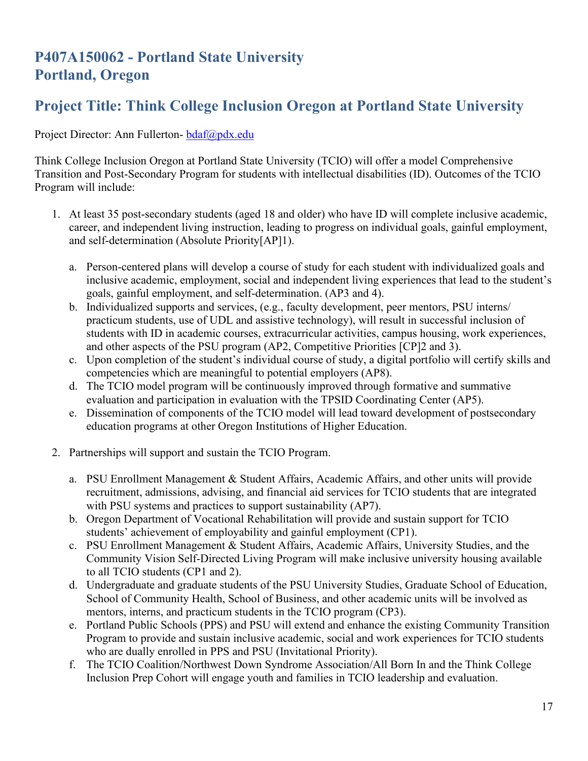## P407A150062 - Portland State University
## Portland, Oregon

## Project Title: Think College Inclusion Oregon at Portland State University

Project Director: Ann Fullerton- bdaf@pdx.edu

Think College Inclusion Oregon at Portland State University (TCIO) will offer a model Comprehensive Transition and Post-Secondary Program for students with intellectual disabilities (ID). Outcomes of the TCIO Program will include:

1. At least 35 post-secondary students (aged 18 and older) who have ID will complete inclusive academic, career, and independent living instruction, leading to progress on individual goals, gainful employment, and self-determination (Absolute Priority[AP]1).

    a. Person-centered plans will develop a course of study for each student with individualized goals and inclusive academic, employment, social and independent living experiences that lead to the student's goals, gainful employment, and self-determination. (AP3 and 4).

    b. Individualized supports and services, (e.g., faculty development, peer mentors, PSU interns/ practicum students, use of UDL and assistive technology), will result in successful inclusion of students with ID in academic courses, extracurricular activities, campus housing, work experiences, and other aspects of the PSU program (AP2, Competitive Priorities [CP]2 and 3).

    c. Upon completion of the student's individual course of study, a digital portfolio will certify skills and competencies which are meaningful to potential employers (AP8).

    d. The TCIO model program will be continuously improved through formative and summative evaluation and participation in evaluation with the TPSID Coordinating Center (AP5).

    e. Dissemination of components of the TCIO model will lead toward development of postsecondary education programs at other Oregon Institutions of Higher Education.

2. Partnerships will support and sustain the TCIO Program.

    a. PSU Enrollment Management & Student Affairs, Academic Affairs, and other units will provide recruitment, admissions, advising, and financial aid services for TCIO students that are integrated with PSU systems and practices to support sustainability (AP7).

    b. Oregon Department of Vocational Rehabilitation will provide and sustain support for TCIO students' achievement of employability and gainful employment (CP1).

    c. PSU Enrollment Management & Student Affairs, Academic Affairs, University Studies, and the Community Vision Self-Directed Living Program will make inclusive university housing available to all TCIO students (CP1 and 2).

    d. Undergraduate and graduate students of the PSU University Studies, Graduate School of Education, School of Community Health, School of Business, and other academic units will be involved as mentors, interns, and practicum students in the TCIO program (CP3).

    e. Portland Public Schools (PPS) and PSU will extend and enhance the existing Community Transition Program to provide and sustain inclusive academic, social and work experiences for TCIO students who are dually enrolled in PPS and PSU (Invitational Priority).

    f. The TCIO Coalition/Northwest Down Syndrome Association/All Born In and the Think College Inclusion Prep Cohort will engage youth and families in TCIO leadership and evaluation.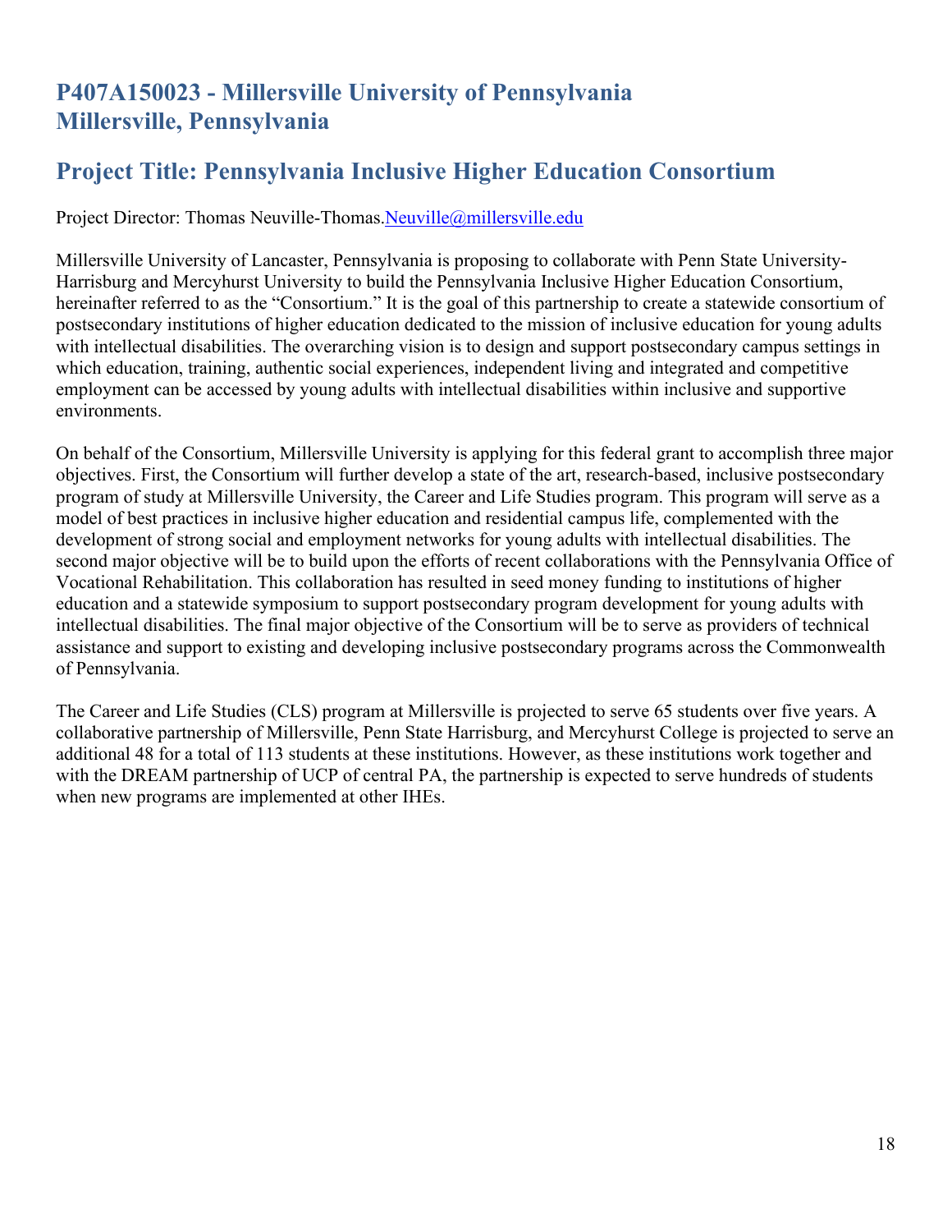## P407A150023 - Millersville University of Pennsylvania
## Millersville, Pennsylvania

## Project Title: Pennsylvania Inclusive Higher Education Consortium

Project Director: Thomas Neuville-Thomas.Neuville@millersville.edu

Millersville University of Lancaster, Pennsylvania is proposing to collaborate with Penn State University-Harrisburg and Mercyhurst University to build the Pennsylvania Inclusive Higher Education Consortium, hereinafter referred to as the "Consortium." It is the goal of this partnership to create a statewide consortium of postsecondary institutions of higher education dedicated to the mission of inclusive education for young adults with intellectual disabilities. The overarching vision is to design and support postsecondary campus settings in which education, training, authentic social experiences, independent living and integrated and competitive employment can be accessed by young adults with intellectual disabilities within inclusive and supportive environments.

On behalf of the Consortium, Millersville University is applying for this federal grant to accomplish three major objectives. First, the Consortium will further develop a state of the art, research-based, inclusive postsecondary program of study at Millersville University, the Career and Life Studies program. This program will serve as a model of best practices in inclusive higher education and residential campus life, complemented with the development of strong social and employment networks for young adults with intellectual disabilities. The second major objective will be to build upon the efforts of recent collaborations with the Pennsylvania Office of Vocational Rehabilitation. This collaboration has resulted in seed money funding to institutions of higher education and a statewide symposium to support postsecondary program development for young adults with intellectual disabilities. The final major objective of the Consortium will be to serve as providers of technical assistance and support to existing and developing inclusive postsecondary programs across the Commonwealth of Pennsylvania.

The Career and Life Studies (CLS) program at Millersville is projected to serve 65 students over five years. A collaborative partnership of Millersville, Penn State Harrisburg, and Mercyhurst College is projected to serve an additional 48 for a total of 113 students at these institutions. However, as these institutions work together and with the DREAM partnership of UCP of central PA, the partnership is expected to serve hundreds of students when new programs are implemented at other IHEs.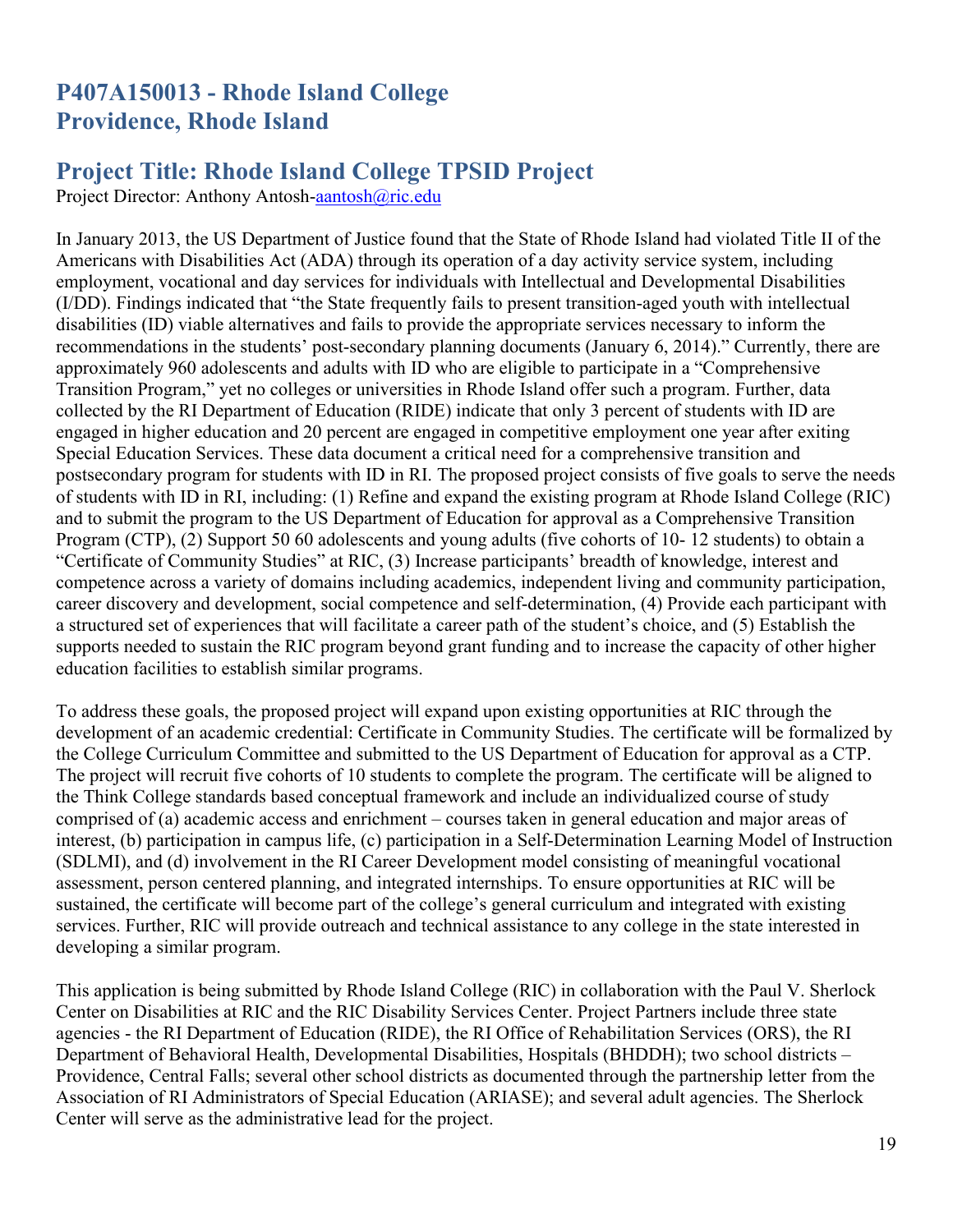## P407A150013 - Rhode Island College
## Providence, Rhode Island

## Project Title: Rhode Island College TPSID Project

Project Director: Anthony Antosh-aantosh@ric.edu

In January 2013, the US Department of Justice found that the State of Rhode Island had violated Title II of the Americans with Disabilities Act (ADA) through its operation of a day activity service system, including employment, vocational and day services for individuals with Intellectual and Developmental Disabilities (I/DD). Findings indicated that "the State frequently fails to present transition-aged youth with intellectual disabilities (ID) viable alternatives and fails to provide the appropriate services necessary to inform the recommendations in the students' post-secondary planning documents (January 6, 2014)." Currently, there are approximately 960 adolescents and adults with ID who are eligible to participate in a "Comprehensive Transition Program," yet no colleges or universities in Rhode Island offer such a program. Further, data collected by the RI Department of Education (RIDE) indicate that only 3 percent of students with ID are engaged in higher education and 20 percent are engaged in competitive employment one year after exiting Special Education Services. These data document a critical need for a comprehensive transition and postsecondary program for students with ID in RI. The proposed project consists of five goals to serve the needs of students with ID in RI, including: (1) Refine and expand the existing program at Rhode Island College (RIC) and to submit the program to the US Department of Education for approval as a Comprehensive Transition Program (CTP), (2) Support 50 60 adolescents and young adults (five cohorts of 10- 12 students) to obtain a "Certificate of Community Studies" at RIC, (3) Increase participants' breadth of knowledge, interest and competence across a variety of domains including academics, independent living and community participation, career discovery and development, social competence and self-determination, (4) Provide each participant with a structured set of experiences that will facilitate a career path of the student's choice, and (5) Establish the supports needed to sustain the RIC program beyond grant funding and to increase the capacity of other higher education facilities to establish similar programs.

To address these goals, the proposed project will expand upon existing opportunities at RIC through the development of an academic credential: Certificate in Community Studies. The certificate will be formalized by the College Curriculum Committee and submitted to the US Department of Education for approval as a CTP. The project will recruit five cohorts of 10 students to complete the program. The certificate will be aligned to the Think College standards based conceptual framework and include an individualized course of study comprised of (a) academic access and enrichment – courses taken in general education and major areas of interest, (b) participation in campus life, (c) participation in a Self-Determination Learning Model of Instruction (SDLMI), and (d) involvement in the RI Career Development model consisting of meaningful vocational assessment, person centered planning, and integrated internships. To ensure opportunities at RIC will be sustained, the certificate will become part of the college's general curriculum and integrated with existing services. Further, RIC will provide outreach and technical assistance to any college in the state interested in developing a similar program.

This application is being submitted by Rhode Island College (RIC) in collaboration with the Paul V. Sherlock Center on Disabilities at RIC and the RIC Disability Services Center. Project Partners include three state agencies - the RI Department of Education (RIDE), the RI Office of Rehabilitation Services (ORS), the RI Department of Behavioral Health, Developmental Disabilities, Hospitals (BHDDH); two school districts – Providence, Central Falls; several other school districts as documented through the partnership letter from the Association of RI Administrators of Special Education (ARIASE); and several adult agencies. The Sherlock Center will serve as the administrative lead for the project.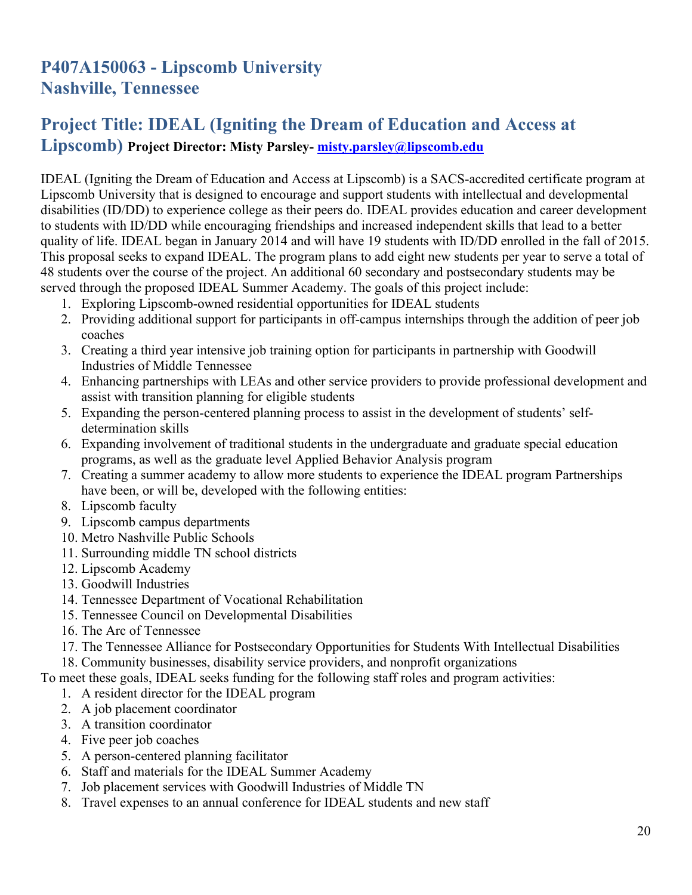## P407A150063 - Lipscomb University
## Nashville, Tennessee

## Project Title: IDEAL (Igniting the Dream of Education and Access at Lipscomb) **Project Director: Misty Parsley- misty.parsley@lipscomb.edu**

IDEAL (Igniting the Dream of Education and Access at Lipscomb) is a SACS-accredited certificate program at Lipscomb University that is designed to encourage and support students with intellectual and developmental disabilities (ID/DD) to experience college as their peers do. IDEAL provides education and career development to students with ID/DD while encouraging friendships and increased independent skills that lead to a better quality of life. IDEAL began in January 2014 and will have 19 students with ID/DD enrolled in the fall of 2015. This proposal seeks to expand IDEAL. The program plans to add eight new students per year to serve a total of 48 students over the course of the project. An additional 60 secondary and postsecondary students may be served through the proposed IDEAL Summer Academy. The goals of this project include:

1. Exploring Lipscomb-owned residential opportunities for IDEAL students
2. Providing additional support for participants in off-campus internships through the addition of peer job coaches
3. Creating a third year intensive job training option for participants in partnership with Goodwill Industries of Middle Tennessee
4. Enhancing partnerships with LEAs and other service providers to provide professional development and assist with transition planning for eligible students
5. Expanding the person-centered planning process to assist in the development of students' self-determination skills
6. Expanding involvement of traditional students in the undergraduate and graduate special education programs, as well as the graduate level Applied Behavior Analysis program
7. Creating a summer academy to allow more students to experience the IDEAL program Partnerships have been, or will be, developed with the following entities:
8. Lipscomb faculty
9. Lipscomb campus departments
10. Metro Nashville Public Schools
11. Surrounding middle TN school districts
12. Lipscomb Academy
13. Goodwill Industries
14. Tennessee Department of Vocational Rehabilitation
15. Tennessee Council on Developmental Disabilities
16. The Arc of Tennessee
17. The Tennessee Alliance for Postsecondary Opportunities for Students With Intellectual Disabilities
18. Community businesses, disability service providers, and nonprofit organizations

To meet these goals, IDEAL seeks funding for the following staff roles and program activities:

1. A resident director for the IDEAL program
2. A job placement coordinator
3. A transition coordinator
4. Five peer job coaches
5. A person-centered planning facilitator
6. Staff and materials for the IDEAL Summer Academy
7. Job placement services with Goodwill Industries of Middle TN
8. Travel expenses to an annual conference for IDEAL students and new staff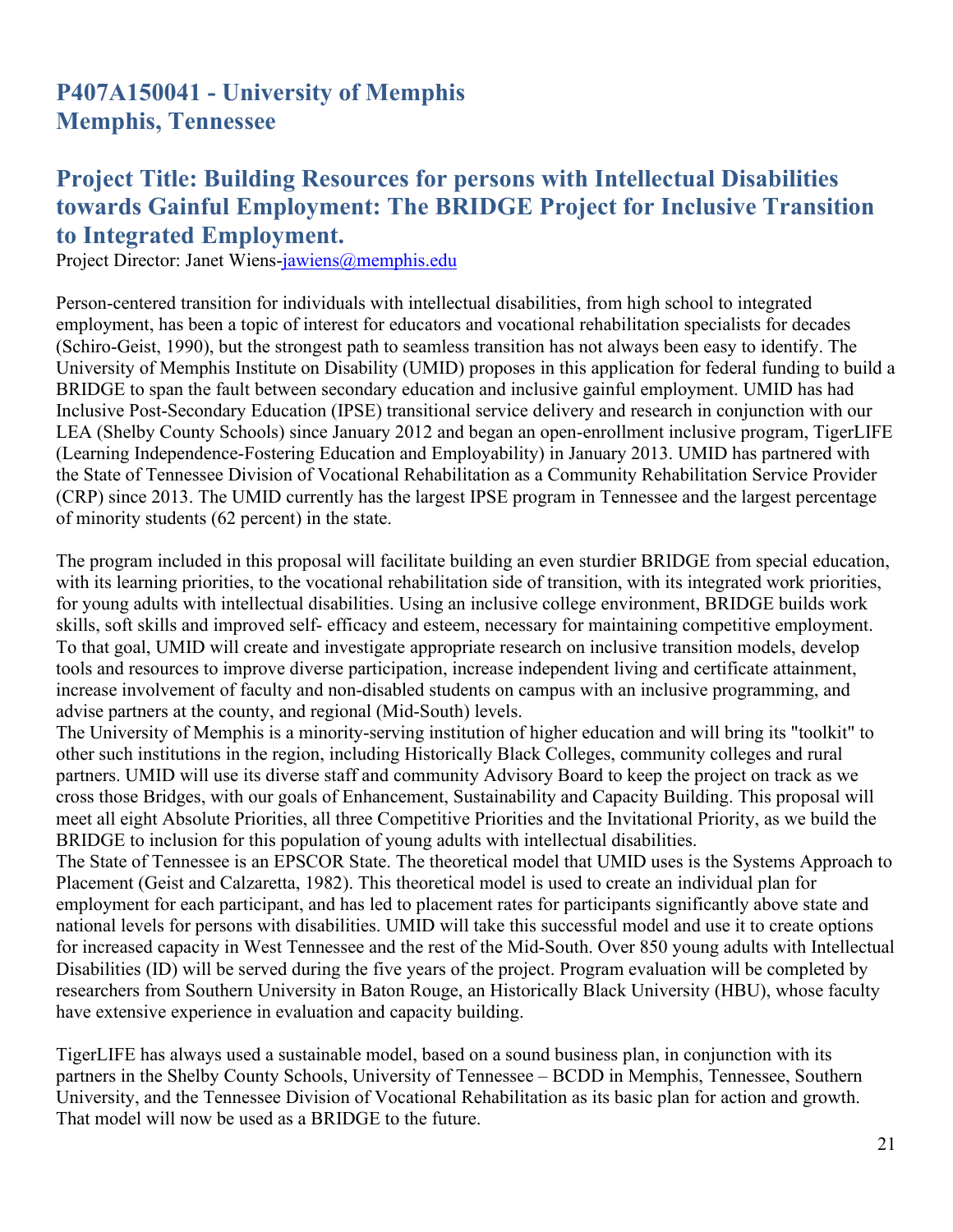## P407A150041 - University of Memphis
## Memphis, Tennessee

## Project Title: Building Resources for persons with Intellectual Disabilities towards Gainful Employment: The BRIDGE Project for Inclusive Transition to Integrated Employment.

Project Director: Janet Wiens-jawiens@memphis.edu

Person-centered transition for individuals with intellectual disabilities, from high school to integrated employment, has been a topic of interest for educators and vocational rehabilitation specialists for decades (Schiro-Geist, 1990), but the strongest path to seamless transition has not always been easy to identify. The University of Memphis Institute on Disability (UMID) proposes in this application for federal funding to build a BRIDGE to span the fault between secondary education and inclusive gainful employment. UMID has had Inclusive Post-Secondary Education (IPSE) transitional service delivery and research in conjunction with our LEA (Shelby County Schools) since January 2012 and began an open-enrollment inclusive program, TigerLIFE (Learning Independence-Fostering Education and Employability) in January 2013. UMID has partnered with the State of Tennessee Division of Vocational Rehabilitation as a Community Rehabilitation Service Provider (CRP) since 2013. The UMID currently has the largest IPSE program in Tennessee and the largest percentage of minority students (62 percent) in the state.

The program included in this proposal will facilitate building an even sturdier BRIDGE from special education, with its learning priorities, to the vocational rehabilitation side of transition, with its integrated work priorities, for young adults with intellectual disabilities. Using an inclusive college environment, BRIDGE builds work skills, soft skills and improved self- efficacy and esteem, necessary for maintaining competitive employment. To that goal, UMID will create and investigate appropriate research on inclusive transition models, develop tools and resources to improve diverse participation, increase independent living and certificate attainment, increase involvement of faculty and non-disabled students on campus with an inclusive programming, and advise partners at the county, and regional (Mid-South) levels.

The University of Memphis is a minority-serving institution of higher education and will bring its "toolkit" to other such institutions in the region, including Historically Black Colleges, community colleges and rural partners. UMID will use its diverse staff and community Advisory Board to keep the project on track as we cross those Bridges, with our goals of Enhancement, Sustainability and Capacity Building. This proposal will meet all eight Absolute Priorities, all three Competitive Priorities and the Invitational Priority, as we build the BRIDGE to inclusion for this population of young adults with intellectual disabilities.

The State of Tennessee is an EPSCOR State. The theoretical model that UMID uses is the Systems Approach to Placement (Geist and Calzaretta, 1982). This theoretical model is used to create an individual plan for employment for each participant, and has led to placement rates for participants significantly above state and national levels for persons with disabilities. UMID will take this successful model and use it to create options for increased capacity in West Tennessee and the rest of the Mid-South. Over 850 young adults with Intellectual Disabilities (ID) will be served during the five years of the project. Program evaluation will be completed by researchers from Southern University in Baton Rouge, an Historically Black University (HBU), whose faculty have extensive experience in evaluation and capacity building.

TigerLIFE has always used a sustainable model, based on a sound business plan, in conjunction with its partners in the Shelby County Schools, University of Tennessee – BCDD in Memphis, Tennessee, Southern University, and the Tennessee Division of Vocational Rehabilitation as its basic plan for action and growth. That model will now be used as a BRIDGE to the future.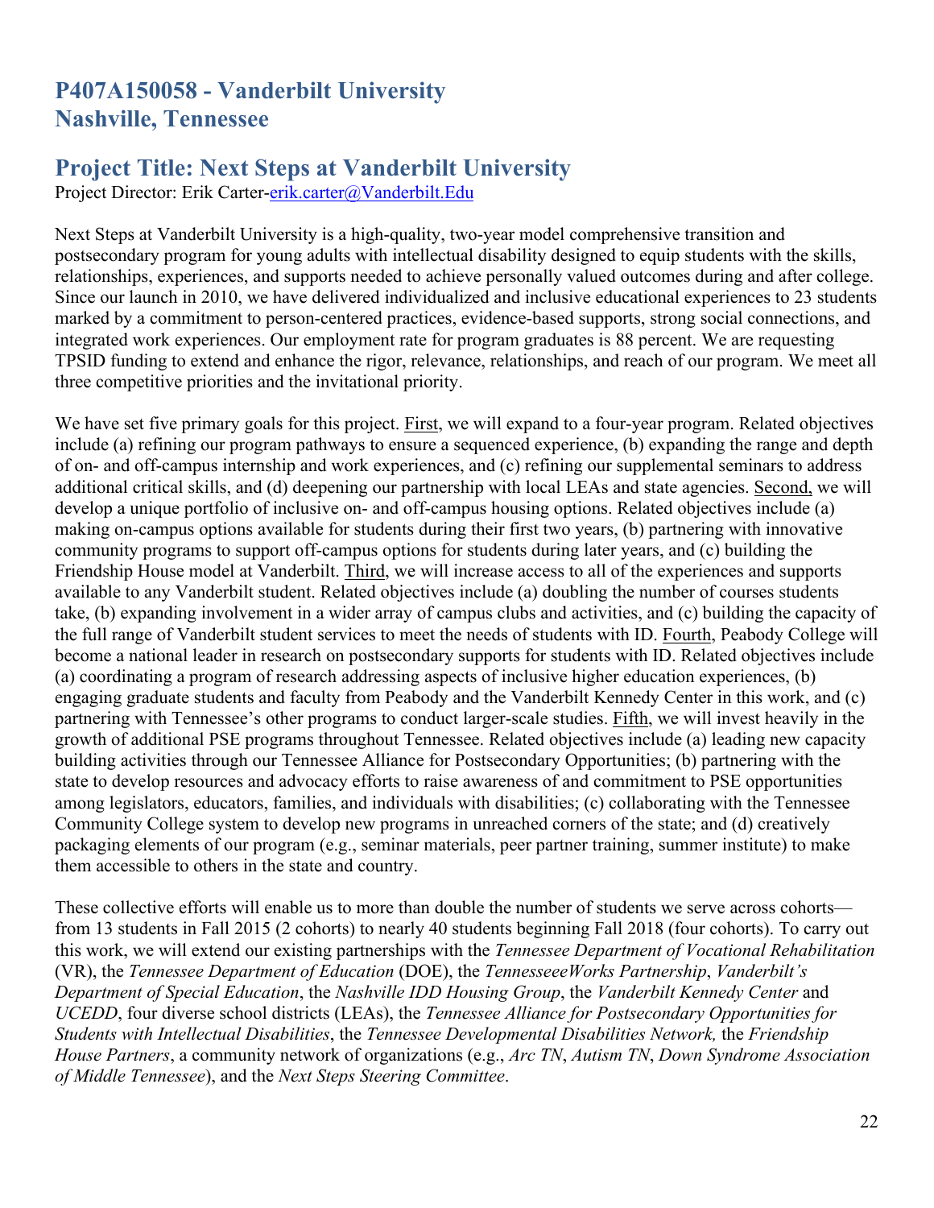## P407A150058 - Vanderbilt University
## Nashville, Tennessee

## Project Title: Next Steps at Vanderbilt University

Project Director: Erik Carter-erik.carter@Vanderbilt.Edu

Next Steps at Vanderbilt University is a high-quality, two-year model comprehensive transition and postsecondary program for young adults with intellectual disability designed to equip students with the skills, relationships, experiences, and supports needed to achieve personally valued outcomes during and after college. Since our launch in 2010, we have delivered individualized and inclusive educational experiences to 23 students marked by a commitment to person-centered practices, evidence-based supports, strong social connections, and integrated work experiences. Our employment rate for program graduates is 88 percent. We are requesting TPSID funding to extend and enhance the rigor, relevance, relationships, and reach of our program. We meet all three competitive priorities and the invitational priority.

We have set five primary goals for this project. First, we will expand to a four-year program. Related objectives include (a) refining our program pathways to ensure a sequenced experience, (b) expanding the range and depth of on- and off-campus internship and work experiences, and (c) refining our supplemental seminars to address additional critical skills, and (d) deepening our partnership with local LEAs and state agencies. Second, we will develop a unique portfolio of inclusive on- and off-campus housing options. Related objectives include (a) making on-campus options available for students during their first two years, (b) partnering with innovative community programs to support off-campus options for students during later years, and (c) building the Friendship House model at Vanderbilt. Third, we will increase access to all of the experiences and supports available to any Vanderbilt student. Related objectives include (a) doubling the number of courses students take, (b) expanding involvement in a wider array of campus clubs and activities, and (c) building the capacity of the full range of Vanderbilt student services to meet the needs of students with ID. Fourth, Peabody College will become a national leader in research on postsecondary supports for students with ID. Related objectives include (a) coordinating a program of research addressing aspects of inclusive higher education experiences, (b) engaging graduate students and faculty from Peabody and the Vanderbilt Kennedy Center in this work, and (c) partnering with Tennessee's other programs to conduct larger-scale studies. Fifth, we will invest heavily in the growth of additional PSE programs throughout Tennessee. Related objectives include (a) leading new capacity building activities through our Tennessee Alliance for Postsecondary Opportunities; (b) partnering with the state to develop resources and advocacy efforts to raise awareness of and commitment to PSE opportunities among legislators, educators, families, and individuals with disabilities; (c) collaborating with the Tennessee Community College system to develop new programs in unreached corners of the state; and (d) creatively packaging elements of our program (e.g., seminar materials, peer partner training, summer institute) to make them accessible to others in the state and country.

These collective efforts will enable us to more than double the number of students we serve across cohorts—from 13 students in Fall 2015 (2 cohorts) to nearly 40 students beginning Fall 2018 (four cohorts). To carry out this work, we will extend our existing partnerships with the *Tennessee Department of Vocational Rehabilitation* (VR), the *Tennessee Department of Education* (DOE), the *TennesseeeWorks Partnership*, *Vanderbilt's Department of Special Education*, the *Nashville IDD Housing Group*, the *Vanderbilt Kennedy Center* and *UCEDD*, four diverse school districts (LEAs), the *Tennessee Alliance for Postsecondary Opportunities for Students with Intellectual Disabilities*, the *Tennessee Developmental Disabilities Network,* the *Friendship House Partners*, a community network of organizations (e.g., *Arc TN*, *Autism TN*, *Down Syndrome Association of Middle Tennessee*), and the *Next Steps Steering Committee*.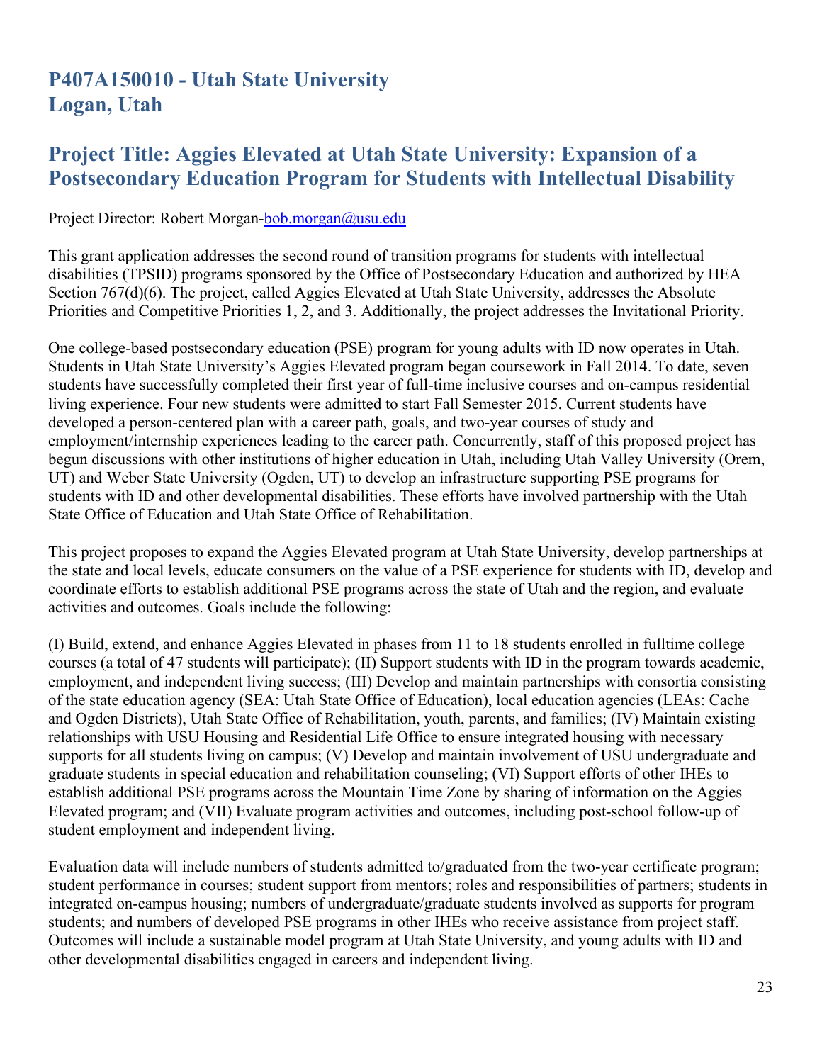## P407A150010 - Utah State University
## Logan, Utah

## Project Title: Aggies Elevated at Utah State University: Expansion of a Postsecondary Education Program for Students with Intellectual Disability

Project Director: Robert Morgan-bob.morgan@usu.edu

This grant application addresses the second round of transition programs for students with intellectual disabilities (TPSID) programs sponsored by the Office of Postsecondary Education and authorized by HEA Section 767(d)(6). The project, called Aggies Elevated at Utah State University, addresses the Absolute Priorities and Competitive Priorities 1, 2, and 3. Additionally, the project addresses the Invitational Priority.

One college-based postsecondary education (PSE) program for young adults with ID now operates in Utah. Students in Utah State University's Aggies Elevated program began coursework in Fall 2014. To date, seven students have successfully completed their first year of full-time inclusive courses and on-campus residential living experience. Four new students were admitted to start Fall Semester 2015. Current students have developed a person-centered plan with a career path, goals, and two-year courses of study and employment/internship experiences leading to the career path. Concurrently, staff of this proposed project has begun discussions with other institutions of higher education in Utah, including Utah Valley University (Orem, UT) and Weber State University (Ogden, UT) to develop an infrastructure supporting PSE programs for students with ID and other developmental disabilities. These efforts have involved partnership with the Utah State Office of Education and Utah State Office of Rehabilitation.

This project proposes to expand the Aggies Elevated program at Utah State University, develop partnerships at the state and local levels, educate consumers on the value of a PSE experience for students with ID, develop and coordinate efforts to establish additional PSE programs across the state of Utah and the region, and evaluate activities and outcomes. Goals include the following:

(I) Build, extend, and enhance Aggies Elevated in phases from 11 to 18 students enrolled in fulltime college courses (a total of 47 students will participate); (II) Support students with ID in the program towards academic, employment, and independent living success; (III) Develop and maintain partnerships with consortia consisting of the state education agency (SEA: Utah State Office of Education), local education agencies (LEAs: Cache and Ogden Districts), Utah State Office of Rehabilitation, youth, parents, and families; (IV) Maintain existing relationships with USU Housing and Residential Life Office to ensure integrated housing with necessary supports for all students living on campus; (V) Develop and maintain involvement of USU undergraduate and graduate students in special education and rehabilitation counseling; (VI) Support efforts of other IHEs to establish additional PSE programs across the Mountain Time Zone by sharing of information on the Aggies Elevated program; and (VII) Evaluate program activities and outcomes, including post-school follow-up of student employment and independent living.

Evaluation data will include numbers of students admitted to/graduated from the two-year certificate program; student performance in courses; student support from mentors; roles and responsibilities of partners; students in integrated on-campus housing; numbers of undergraduate/graduate students involved as supports for program students; and numbers of developed PSE programs in other IHEs who receive assistance from project staff. Outcomes will include a sustainable model program at Utah State University, and young adults with ID and other developmental disabilities engaged in careers and independent living.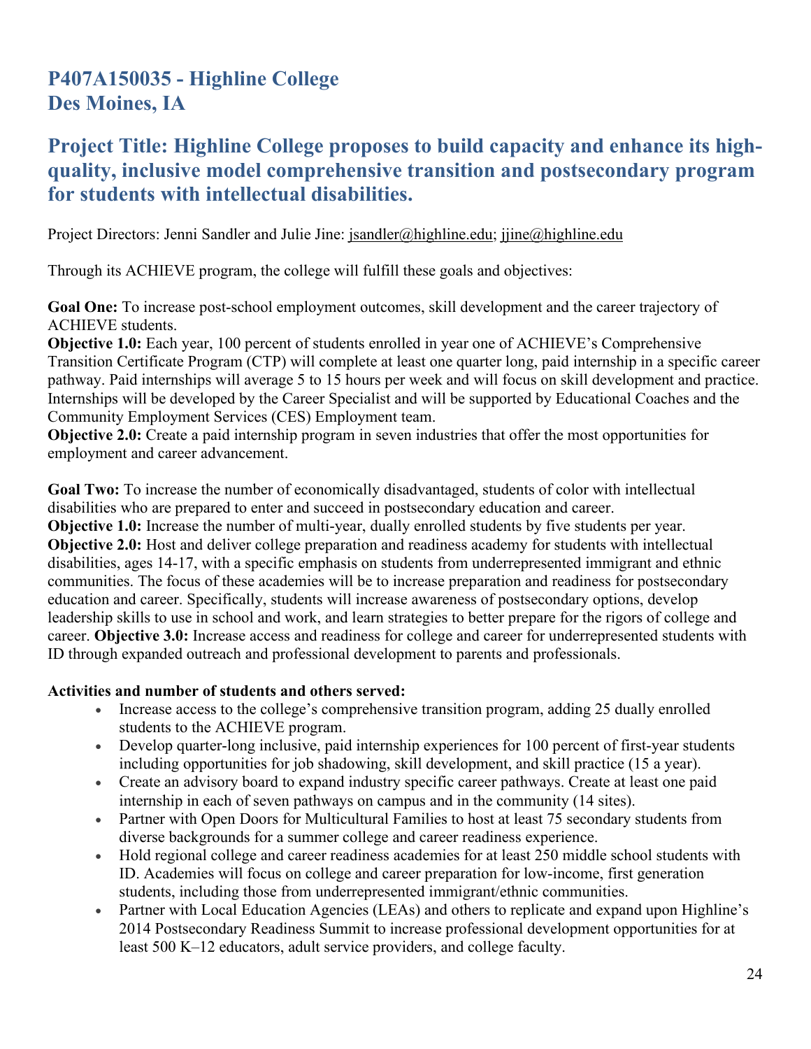## P407A150035 - Highline College
## Des Moines, IA

## Project Title: Highline College proposes to build capacity and enhance its high-quality, inclusive model comprehensive transition and postsecondary program for students with intellectual disabilities.

Project Directors: Jenni Sandler and Julie Jine: jsandler@highline.edu; jjine@highline.edu

Through its ACHIEVE program, the college will fulfill these goals and objectives:

**Goal One:** To increase post-school employment outcomes, skill development and the career trajectory of ACHIEVE students.
**Objective 1.0:** Each year, 100 percent of students enrolled in year one of ACHIEVE's Comprehensive Transition Certificate Program (CTP) will complete at least one quarter long, paid internship in a specific career pathway. Paid internships will average 5 to 15 hours per week and will focus on skill development and practice. Internships will be developed by the Career Specialist and will be supported by Educational Coaches and the Community Employment Services (CES) Employment team.
**Objective 2.0:** Create a paid internship program in seven industries that offer the most opportunities for employment and career advancement.

**Goal Two:** To increase the number of economically disadvantaged, students of color with intellectual disabilities who are prepared to enter and succeed in postsecondary education and career.
**Objective 1.0:** Increase the number of multi-year, dually enrolled students by five students per year.
**Objective 2.0:** Host and deliver college preparation and readiness academy for students with intellectual disabilities, ages 14-17, with a specific emphasis on students from underrepresented immigrant and ethnic communities. The focus of these academies will be to increase preparation and readiness for postsecondary education and career. Specifically, students will increase awareness of postsecondary options, develop leadership skills to use in school and work, and learn strategies to better prepare for the rigors of college and career. **Objective 3.0:** Increase access and readiness for college and career for underrepresented students with ID through expanded outreach and professional development to parents and professionals.

**Activities and number of students and others served:**

- Increase access to the college's comprehensive transition program, adding 25 dually enrolled students to the ACHIEVE program.
- Develop quarter-long inclusive, paid internship experiences for 100 percent of first-year students including opportunities for job shadowing, skill development, and skill practice (15 a year).
- Create an advisory board to expand industry specific career pathways. Create at least one paid internship in each of seven pathways on campus and in the community (14 sites).
- Partner with Open Doors for Multicultural Families to host at least 75 secondary students from diverse backgrounds for a summer college and career readiness experience.
- Hold regional college and career readiness academies for at least 250 middle school students with ID. Academies will focus on college and career preparation for low-income, first generation students, including those from underrepresented immigrant/ethnic communities.
- Partner with Local Education Agencies (LEAs) and others to replicate and expand upon Highline's 2014 Postsecondary Readiness Summit to increase professional development opportunities for at least 500 K–12 educators, adult service providers, and college faculty.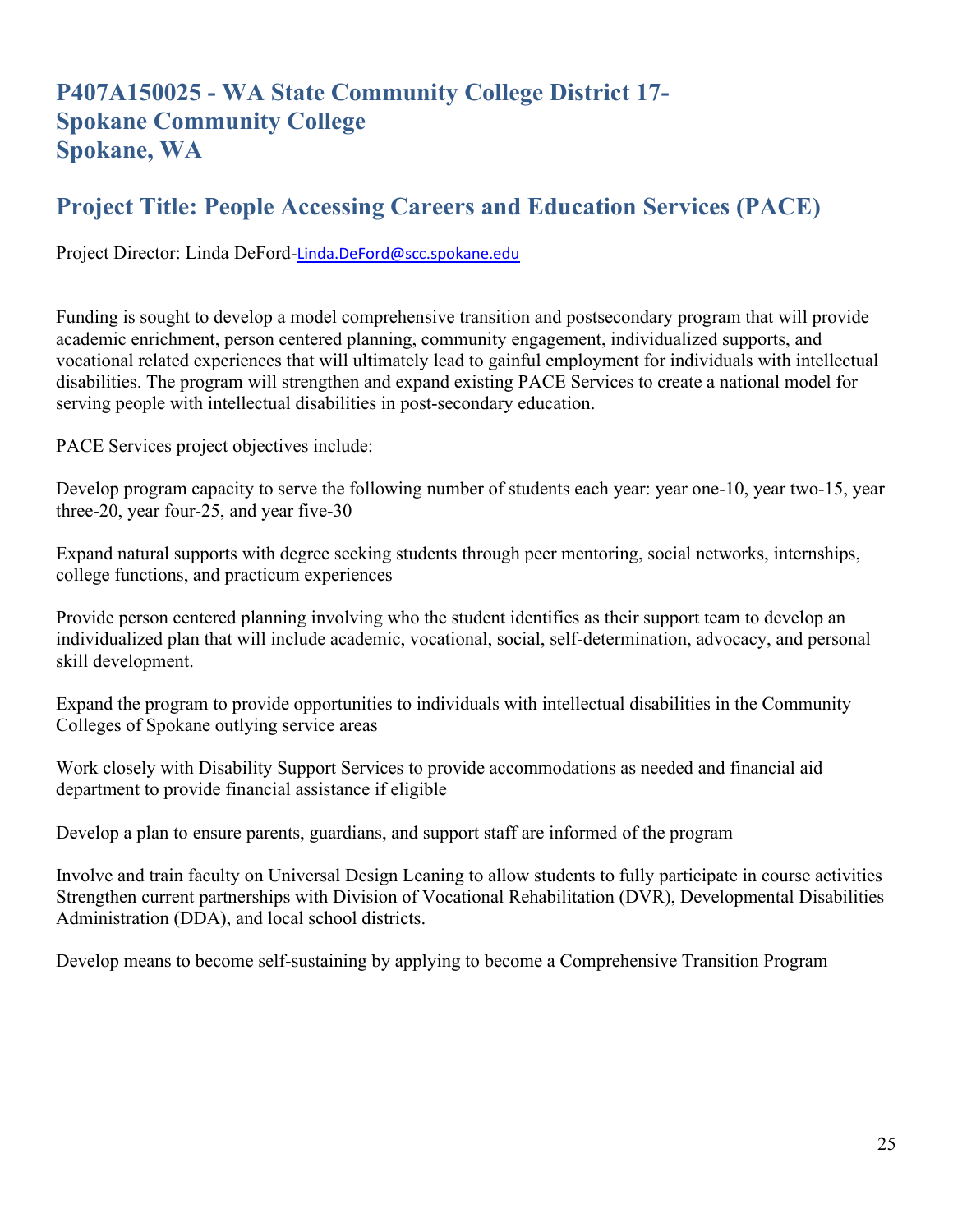## P407A150025 - WA State Community College District 17-Spokane Community College Spokane, WA

## Project Title: People Accessing Careers and Education Services (PACE)

Project Director: Linda DeFord-Linda.DeFord@scc.spokane.edu

Funding is sought to develop a model comprehensive transition and postsecondary program that will provide academic enrichment, person centered planning, community engagement, individualized supports, and vocational related experiences that will ultimately lead to gainful employment for individuals with intellectual disabilities. The program will strengthen and expand existing PACE Services to create a national model for serving people with intellectual disabilities in post-secondary education.

PACE Services project objectives include:

Develop program capacity to serve the following number of students each year: year one-10, year two-15, year three-20, year four-25, and year five-30

Expand natural supports with degree seeking students through peer mentoring, social networks, internships, college functions, and practicum experiences

Provide person centered planning involving who the student identifies as their support team to develop an individualized plan that will include academic, vocational, social, self-determination, advocacy, and personal skill development.

Expand the program to provide opportunities to individuals with intellectual disabilities in the Community Colleges of Spokane outlying service areas

Work closely with Disability Support Services to provide accommodations as needed and financial aid department to provide financial assistance if eligible

Develop a plan to ensure parents, guardians, and support staff are informed of the program

Involve and train faculty on Universal Design Leaning to allow students to fully participate in course activities
Strengthen current partnerships with Division of Vocational Rehabilitation (DVR), Developmental Disabilities Administration (DDA), and local school districts.

Develop means to become self-sustaining by applying to become a Comprehensive Transition Program